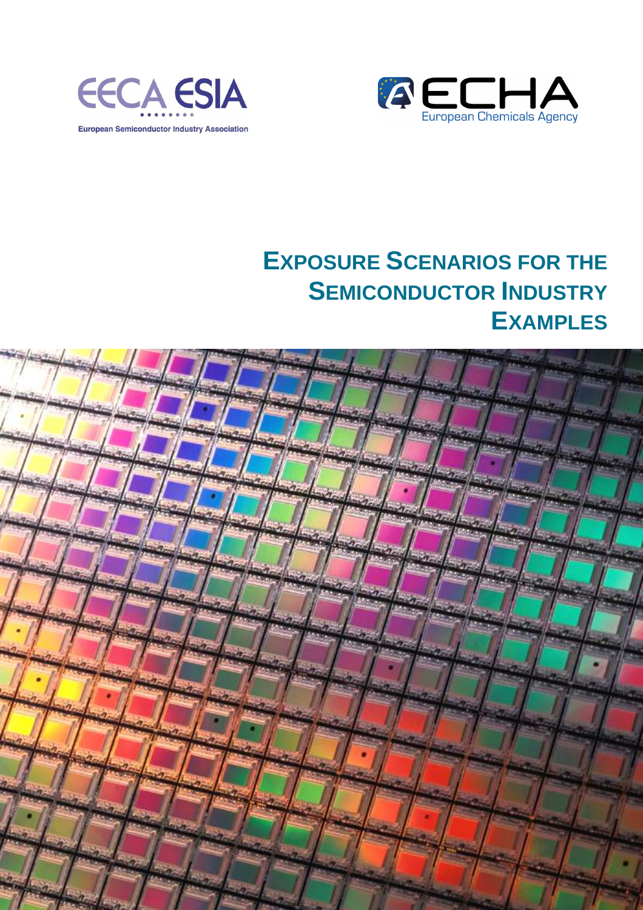EECA ESIA

European Semiconductor Industry Association

ECHA

European Chemicals Agency

# Exposure Scenarios for the Semiconductor Industry Examples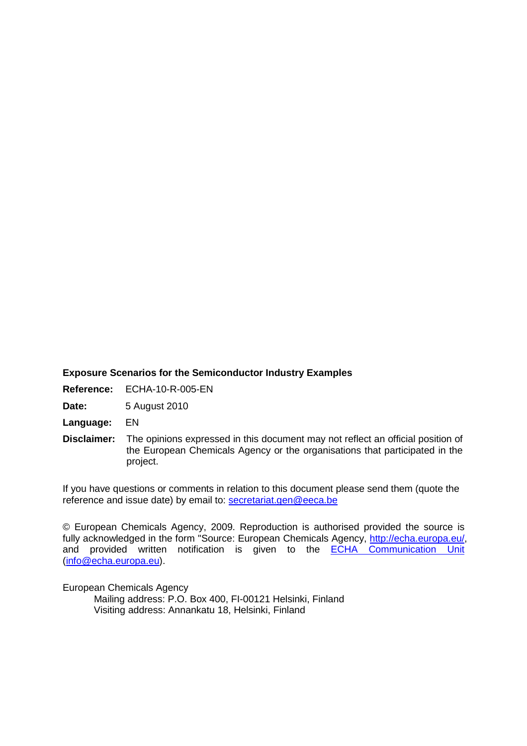**Exposure Scenarios for the Semiconductor Industry Examples**

**Reference:** ECHA-10-R-005-EN

**Date:** 5 August 2010

**Language:** EN

**Disclaimer:** The opinions expressed in this document may not reflect an official position of the European Chemicals Agency or the organisations that participated in the project.

If you have questions or comments in relation to this document please send them (quote the reference and issue date) by email to: secretariat.gen@eeca.be

© European Chemicals Agency, 2009. Reproduction is authorised provided the source is fully acknowledged in the form "Source: European Chemicals Agency, http://echa.europa.eu/, and provided written notification is given to the ECHA Communication Unit (info@echa.europa.eu).

European Chemicals Agency

Mailing address: P.O. Box 400, FI-00121 Helsinki, Finland

Visiting address: Annankatu 18, Helsinki, Finland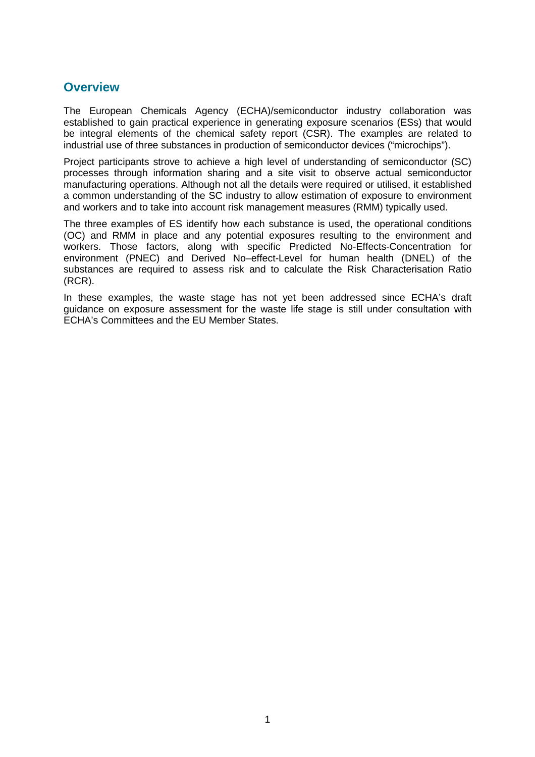## Overview

The European Chemicals Agency (ECHA)/semiconductor industry collaboration was established to gain practical experience in generating exposure scenarios (ESs) that would be integral elements of the chemical safety report (CSR). The examples are related to industrial use of three substances in production of semiconductor devices ("microchips").

Project participants strove to achieve a high level of understanding of semiconductor (SC) processes through information sharing and a site visit to observe actual semiconductor manufacturing operations. Although not all the details were required or utilised, it established a common understanding of the SC industry to allow estimation of exposure to environment and workers and to take into account risk management measures (RMM) typically used.

The three examples of ES identify how each substance is used, the operational conditions (OC) and RMM in place and any potential exposures resulting to the environment and workers. Those factors, along with specific Predicted No-Effects-Concentration for environment (PNEC) and Derived No–effect-Level for human health (DNEL) of the substances are required to assess risk and to calculate the Risk Characterisation Ratio (RCR).

In these examples, the waste stage has not yet been addressed since ECHA's draft guidance on exposure assessment for the waste life stage is still under consultation with ECHA's Committees and the EU Member States.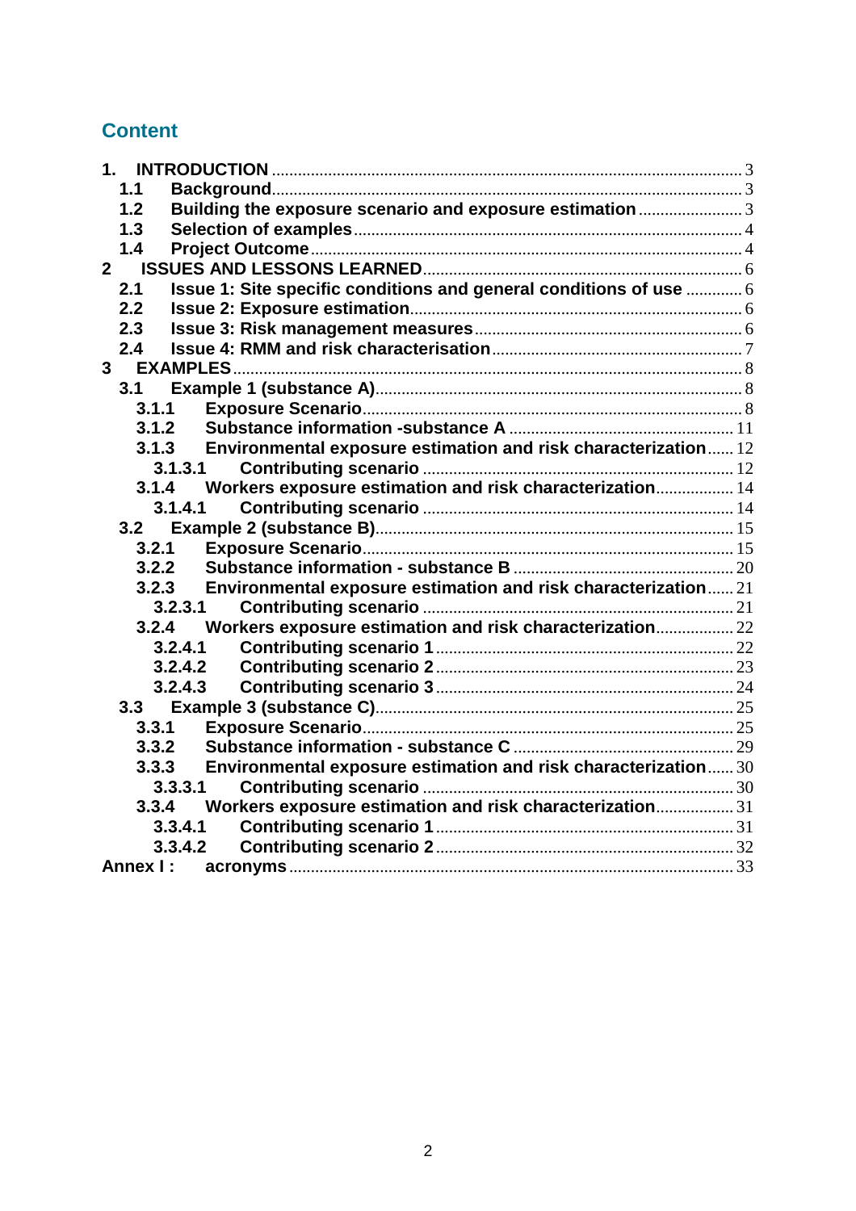## Content

| | | |
|---|---|---|
| **1.** | **INTRODUCTION** | 3 |
| **1.1** | **Background** | 3 |
| **1.2** | **Building the exposure scenario and exposure estimation** | 3 |
| **1.3** | **Selection of examples** | 4 |
| **1.4** | **Project Outcome** | 4 |
| **2** | **ISSUES AND LESSONS LEARNED** | 6 |
| **2.1** | **Issue 1: Site specific conditions and general conditions of use** | 6 |
| **2.2** | **Issue 2: Exposure estimation** | 6 |
| **2.3** | **Issue 3: Risk management measures** | 6 |
| **2.4** | **Issue 4: RMM and risk characterisation** | 7 |
| **3** | **EXAMPLES** | 8 |
| **3.1** | **Example 1 (substance A)** | 8 |
| **3.1.1** | **Exposure Scenario** | 8 |
| **3.1.2** | **Substance information -substance A** | 11 |
| **3.1.3** | **Environmental exposure estimation and risk characterization** | 12 |
| **3.1.3.1** | **Contributing scenario** | 12 |
| **3.1.4** | **Workers exposure estimation and risk characterization** | 14 |
| **3.1.4.1** | **Contributing scenario** | 14 |
| **3.2** | **Example 2 (substance B)** | 15 |
| **3.2.1** | **Exposure Scenario** | 15 |
| **3.2.2** | **Substance information - substance B** | 20 |
| **3.2.3** | **Environmental exposure estimation and risk characterization** | 21 |
| **3.2.3.1** | **Contributing scenario** | 21 |
| **3.2.4** | **Workers exposure estimation and risk characterization** | 22 |
| **3.2.4.1** | **Contributing scenario 1** | 22 |
| **3.2.4.2** | **Contributing scenario 2** | 23 |
| **3.2.4.3** | **Contributing scenario 3** | 24 |
| **3.3** | **Example 3 (substance C)** | 25 |
| **3.3.1** | **Exposure Scenario** | 25 |
| **3.3.2** | **Substance information - substance C** | 29 |
| **3.3.3** | **Environmental exposure estimation and risk characterization** | 30 |
| **3.3.3.1** | **Contributing scenario** | 30 |
| **3.3.4** | **Workers exposure estimation and risk characterization** | 31 |
| **3.3.4.1** | **Contributing scenario 1** | 31 |
| **3.3.4.2** | **Contributing scenario 2** | 32 |
| **Annex I :** | **acronyms** | 33 |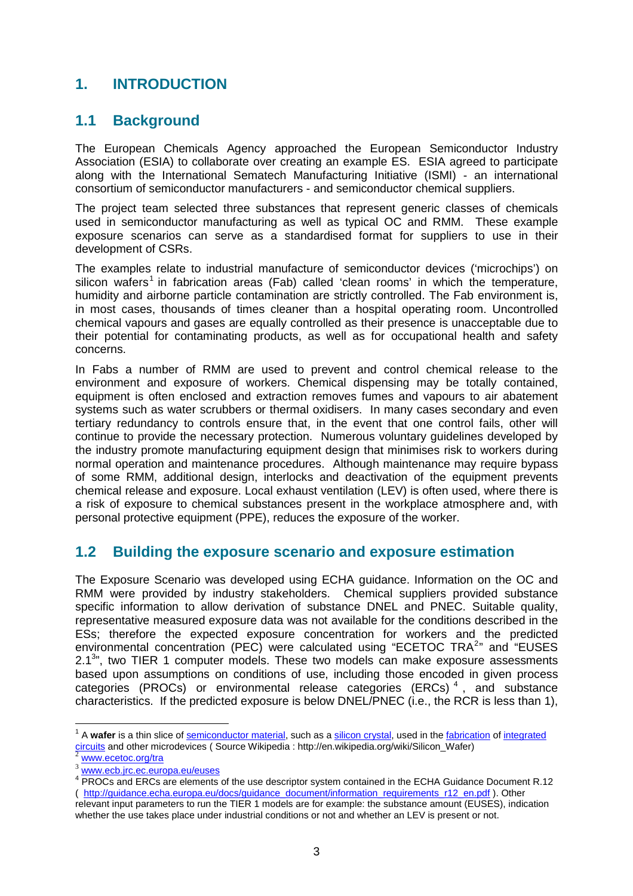# 1. INTRODUCTION

## 1.1 Background

The European Chemicals Agency approached the European Semiconductor Industry Association (ESIA) to collaborate over creating an example ES. ESIA agreed to participate along with the International Sematech Manufacturing Initiative (ISMI) - an international consortium of semiconductor manufacturers - and semiconductor chemical suppliers.

The project team selected three substances that represent generic classes of chemicals used in semiconductor manufacturing as well as typical OC and RMM. These example exposure scenarios can serve as a standardised format for suppliers to use in their development of CSRs.

The examples relate to industrial manufacture of semiconductor devices ('microchips') on silicon wafers[1] in fabrication areas (Fab) called 'clean rooms' in which the temperature, humidity and airborne particle contamination are strictly controlled. The Fab environment is, in most cases, thousands of times cleaner than a hospital operating room. Uncontrolled chemical vapours and gases are equally controlled as their presence is unacceptable due to their potential for contaminating products, as well as for occupational health and safety concerns.

In Fabs a number of RMM are used to prevent and control chemical release to the environment and exposure of workers. Chemical dispensing may be totally contained, equipment is often enclosed and extraction removes fumes and vapours to air abatement systems such as water scrubbers or thermal oxidisers. In many cases secondary and even tertiary redundancy to controls ensure that, in the event that one control fails, other will continue to provide the necessary protection. Numerous voluntary guidelines developed by the industry promote manufacturing equipment design that minimises risk to workers during normal operation and maintenance procedures. Although maintenance may require bypass of some RMM, additional design, interlocks and deactivation of the equipment prevents chemical release and exposure. Local exhaust ventilation (LEV) is often used, where there is a risk of exposure to chemical substances present in the workplace atmosphere and, with personal protective equipment (PPE), reduces the exposure of the worker.

## 1.2 Building the exposure scenario and exposure estimation

The Exposure Scenario was developed using ECHA guidance. Information on the OC and RMM were provided by industry stakeholders. Chemical suppliers provided substance specific information to allow derivation of substance DNEL and PNEC. Suitable quality, representative measured exposure data was not available for the conditions described in the ESs; therefore the expected exposure concentration for workers and the predicted environmental concentration (PEC) were calculated using "ECETOC TRA[2]" and "EUSES 2.1[3]", two TIER 1 computer models. These two models can make exposure assessments based upon assumptions on conditions of use, including those encoded in given process categories (PROCs) or environmental release categories (ERCs)[4], and substance characteristics. If the predicted exposure is below DNEL/PNEC (i.e., the RCR is less than 1),

---

[1] A **wafer** is a thin slice of semiconductor material, such as a silicon crystal, used in the fabrication of integrated circuits and other microdevices ( Source Wikipedia : http://en.wikipedia.org/wiki/Silicon_Wafer)

[2] www.ecetoc.org/tra

[3] www.ecb.jrc.ec.europa.eu/euses

[4] PROCs and ERCs are elements of the use descriptor system contained in the ECHA Guidance Document R.12 ( http://guidance.echa.europa.eu/docs/guidance_document/information_requirements_r12_en.pdf ). Other relevant input parameters to run the TIER 1 models are for example: the substance amount (EUSES), indication whether the use takes place under industrial conditions or not and whether an LEV is present or not.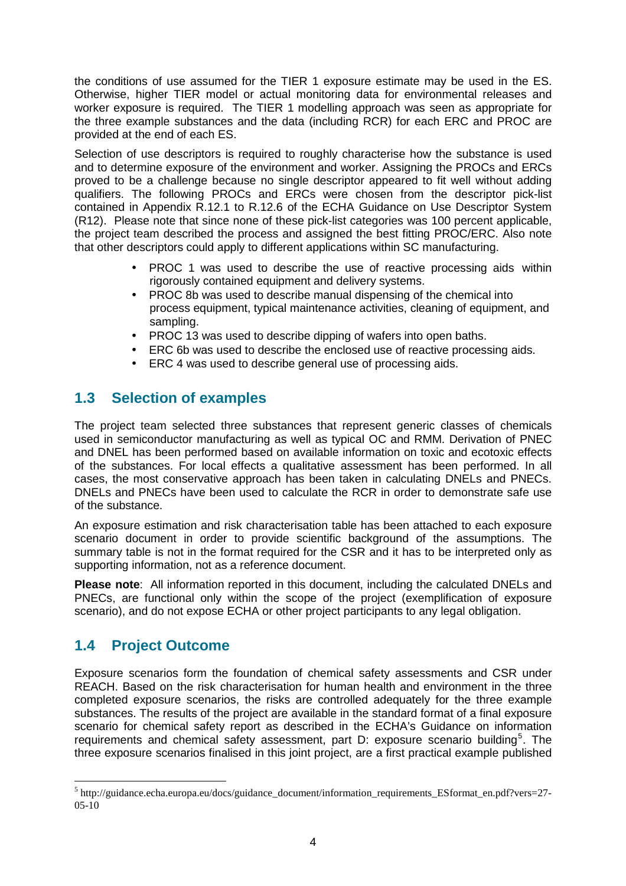the conditions of use assumed for the TIER 1 exposure estimate may be used in the ES. Otherwise, higher TIER model or actual monitoring data for environmental releases and worker exposure is required. The TIER 1 modelling approach was seen as appropriate for the three example substances and the data (including RCR) for each ERC and PROC are provided at the end of each ES.

Selection of use descriptors is required to roughly characterise how the substance is used and to determine exposure of the environment and worker. Assigning the PROCs and ERCs proved to be a challenge because no single descriptor appeared to fit well without adding qualifiers. The following PROCs and ERCs were chosen from the descriptor pick-list contained in Appendix R.12.1 to R.12.6 of the ECHA Guidance on Use Descriptor System (R12). Please note that since none of these pick-list categories was 100 percent applicable, the project team described the process and assigned the best fitting PROC/ERC. Also note that other descriptors could apply to different applications within SC manufacturing.

- PROC 1 was used to describe the use of reactive processing aids within rigorously contained equipment and delivery systems.
- PROC 8b was used to describe manual dispensing of the chemical into process equipment, typical maintenance activities, cleaning of equipment, and sampling.
- PROC 13 was used to describe dipping of wafers into open baths.
- ERC 6b was used to describe the enclosed use of reactive processing aids.
- ERC 4 was used to describe general use of processing aids.

## 1.3 Selection of examples

The project team selected three substances that represent generic classes of chemicals used in semiconductor manufacturing as well as typical OC and RMM. Derivation of PNEC and DNEL has been performed based on available information on toxic and ecotoxic effects of the substances. For local effects a qualitative assessment has been performed. In all cases, the most conservative approach has been taken in calculating DNELs and PNECs. DNELs and PNECs have been used to calculate the RCR in order to demonstrate safe use of the substance.

An exposure estimation and risk characterisation table has been attached to each exposure scenario document in order to provide scientific background of the assumptions. The summary table is not in the format required for the CSR and it has to be interpreted only as supporting information, not as a reference document.

**Please note**: All information reported in this document, including the calculated DNELs and PNECs, are functional only within the scope of the project (exemplification of exposure scenario), and do not expose ECHA or other project participants to any legal obligation.

## 1.4 Project Outcome

Exposure scenarios form the foundation of chemical safety assessments and CSR under REACH. Based on the risk characterisation for human health and environment in the three completed exposure scenarios, the risks are controlled adequately for the three example substances. The results of the project are available in the standard format of a final exposure scenario for chemical safety report as described in the ECHA's Guidance on information requirements and chemical safety assessment, part D: exposure scenario building[5]. The three exposure scenarios finalised in this joint project, are a first practical example published

[5] http://guidance.echa.europa.eu/docs/guidance_document/information_requirements_ESformat_en.pdf?vers=27-05-10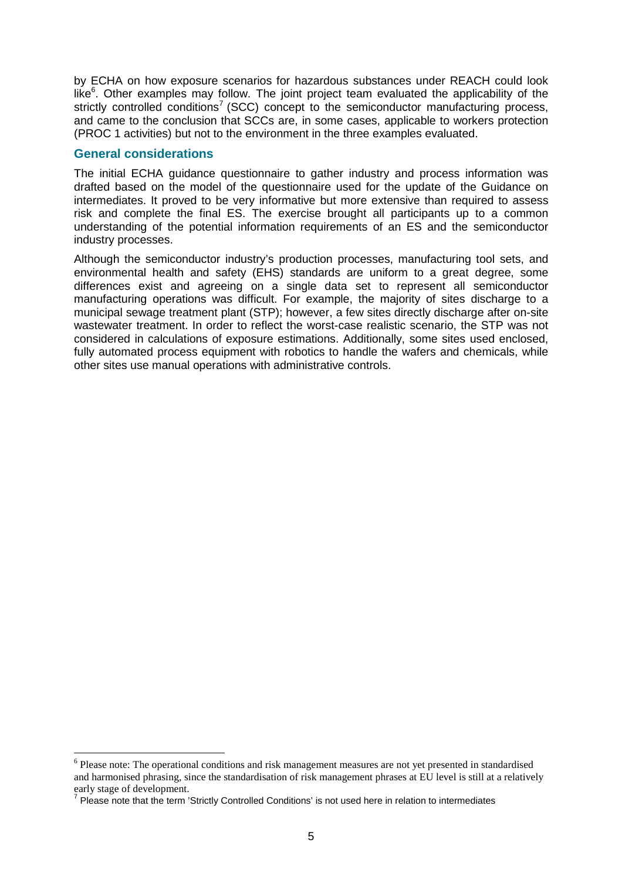by ECHA on how exposure scenarios for hazardous substances under REACH could look like[6]. Other examples may follow. The joint project team evaluated the applicability of the strictly controlled conditions[7] (SCC) concept to the semiconductor manufacturing process, and came to the conclusion that SCCs are, in some cases, applicable to workers protection (PROC 1 activities) but not to the environment in the three examples evaluated.

## General considerations

The initial ECHA guidance questionnaire to gather industry and process information was drafted based on the model of the questionnaire used for the update of the Guidance on intermediates. It proved to be very informative but more extensive than required to assess risk and complete the final ES. The exercise brought all participants up to a common understanding of the potential information requirements of an ES and the semiconductor industry processes.

Although the semiconductor industry's production processes, manufacturing tool sets, and environmental health and safety (EHS) standards are uniform to a great degree, some differences exist and agreeing on a single data set to represent all semiconductor manufacturing operations was difficult. For example, the majority of sites discharge to a municipal sewage treatment plant (STP); however, a few sites directly discharge after on-site wastewater treatment. In order to reflect the worst-case realistic scenario, the STP was not considered in calculations of exposure estimations. Additionally, some sites used enclosed, fully automated process equipment with robotics to handle the wafers and chemicals, while other sites use manual operations with administrative controls.

---

[6] Please note: The operational conditions and risk management measures are not yet presented in standardised and harmonised phrasing, since the standardisation of risk management phrases at EU level is still at a relatively early stage of development.

[7] Please note that the term 'Strictly Controlled Conditions' is not used here in relation to intermediates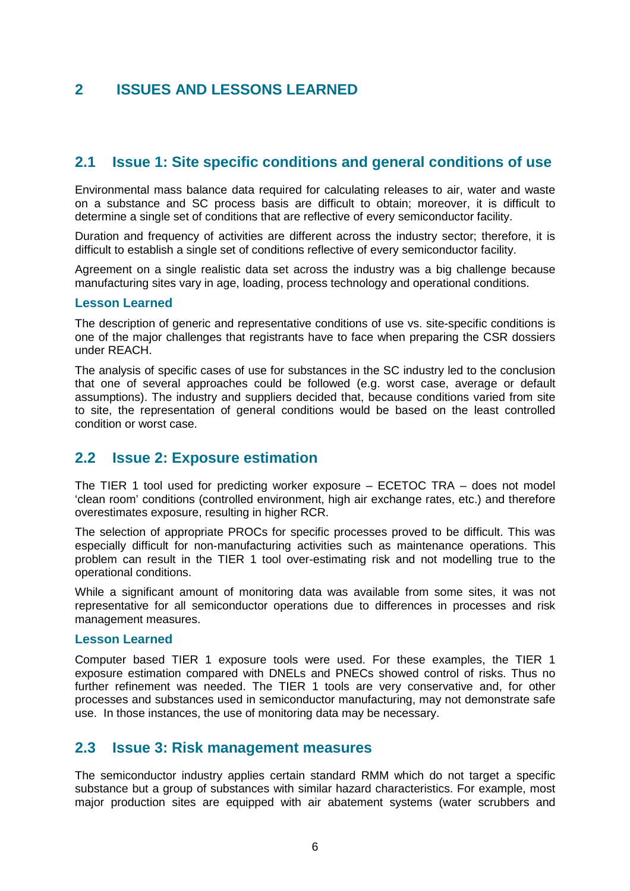# 2 ISSUES AND LESSONS LEARNED

## 2.1 Issue 1: Site specific conditions and general conditions of use

Environmental mass balance data required for calculating releases to air, water and waste on a substance and SC process basis are difficult to obtain; moreover, it is difficult to determine a single set of conditions that are reflective of every semiconductor facility.

Duration and frequency of activities are different across the industry sector; therefore, it is difficult to establish a single set of conditions reflective of every semiconductor facility.

Agreement on a single realistic data set across the industry was a big challenge because manufacturing sites vary in age, loading, process technology and operational conditions.

### Lesson Learned

The description of generic and representative conditions of use vs. site-specific conditions is one of the major challenges that registrants have to face when preparing the CSR dossiers under REACH.

The analysis of specific cases of use for substances in the SC industry led to the conclusion that one of several approaches could be followed (e.g. worst case, average or default assumptions). The industry and suppliers decided that, because conditions varied from site to site, the representation of general conditions would be based on the least controlled condition or worst case.

## 2.2 Issue 2: Exposure estimation

The TIER 1 tool used for predicting worker exposure – ECETOC TRA – does not model 'clean room' conditions (controlled environment, high air exchange rates, etc.) and therefore overestimates exposure, resulting in higher RCR.

The selection of appropriate PROCs for specific processes proved to be difficult. This was especially difficult for non-manufacturing activities such as maintenance operations. This problem can result in the TIER 1 tool over-estimating risk and not modelling true to the operational conditions.

While a significant amount of monitoring data was available from some sites, it was not representative for all semiconductor operations due to differences in processes and risk management measures.

### Lesson Learned

Computer based TIER 1 exposure tools were used. For these examples, the TIER 1 exposure estimation compared with DNELs and PNECs showed control of risks. Thus no further refinement was needed. The TIER 1 tools are very conservative and, for other processes and substances used in semiconductor manufacturing, may not demonstrate safe use. In those instances, the use of monitoring data may be necessary.

## 2.3 Issue 3: Risk management measures

The semiconductor industry applies certain standard RMM which do not target a specific substance but a group of substances with similar hazard characteristics. For example, most major production sites are equipped with air abatement systems (water scrubbers and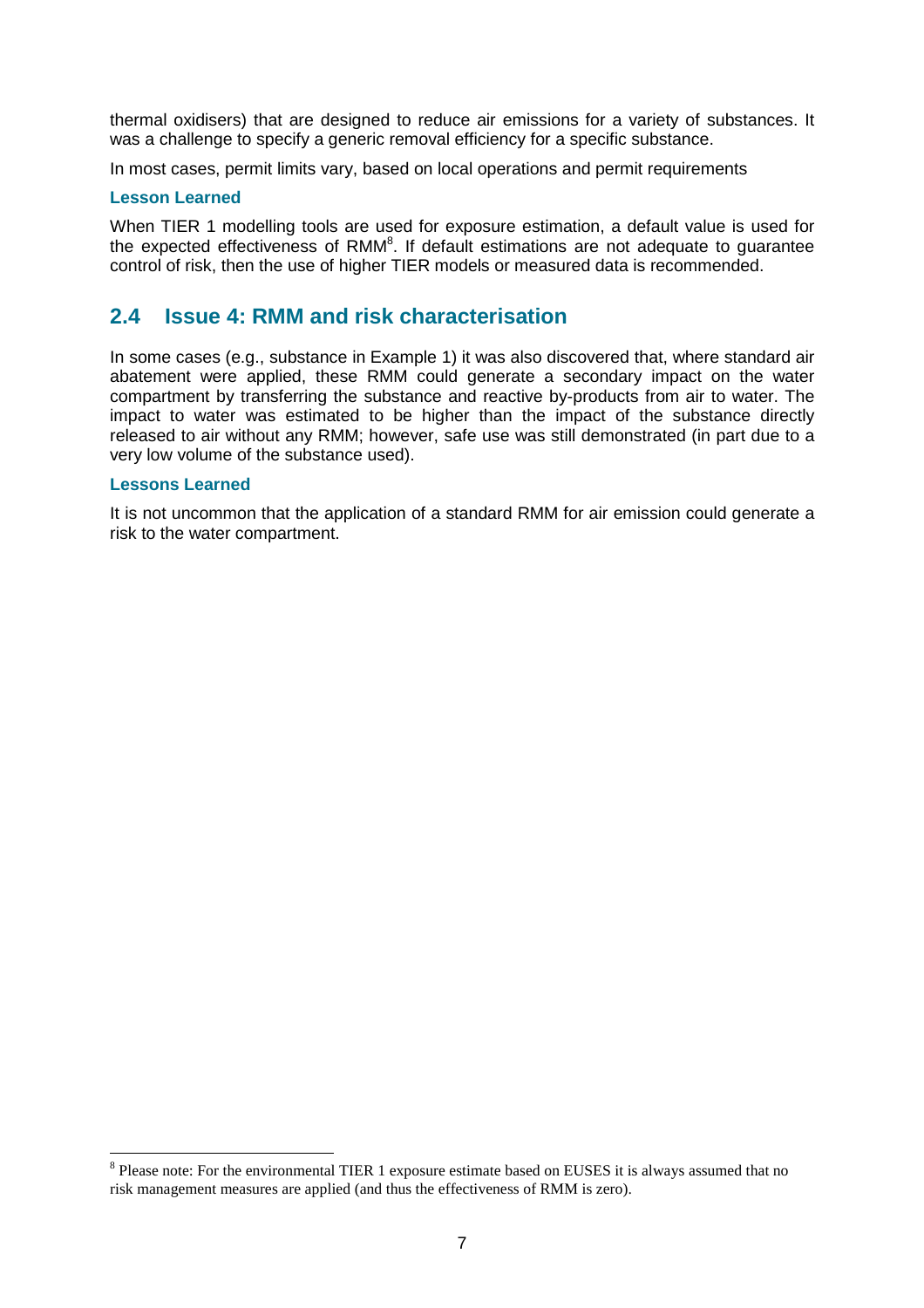thermal oxidisers) that are designed to reduce air emissions for a variety of substances. It was a challenge to specify a generic removal efficiency for a specific substance.

In most cases, permit limits vary, based on local operations and permit requirements

#### Lesson Learned

When TIER 1 modelling tools are used for exposure estimation, a default value is used for the expected effectiveness of RMM[8]. If default estimations are not adequate to guarantee control of risk, then the use of higher TIER models or measured data is recommended.

## 2.4 Issue 4: RMM and risk characterisation

In some cases (e.g., substance in Example 1) it was also discovered that, where standard air abatement were applied, these RMM could generate a secondary impact on the water compartment by transferring the substance and reactive by-products from air to water. The impact to water was estimated to be higher than the impact of the substance directly released to air without any RMM; however, safe use was still demonstrated (in part due to a very low volume of the substance used).

#### Lessons Learned

It is not uncommon that the application of a standard RMM for air emission could generate a risk to the water compartment.

---

[8] Please note: For the environmental TIER 1 exposure estimate based on EUSES it is always assumed that no risk management measures are applied (and thus the effectiveness of RMM is zero).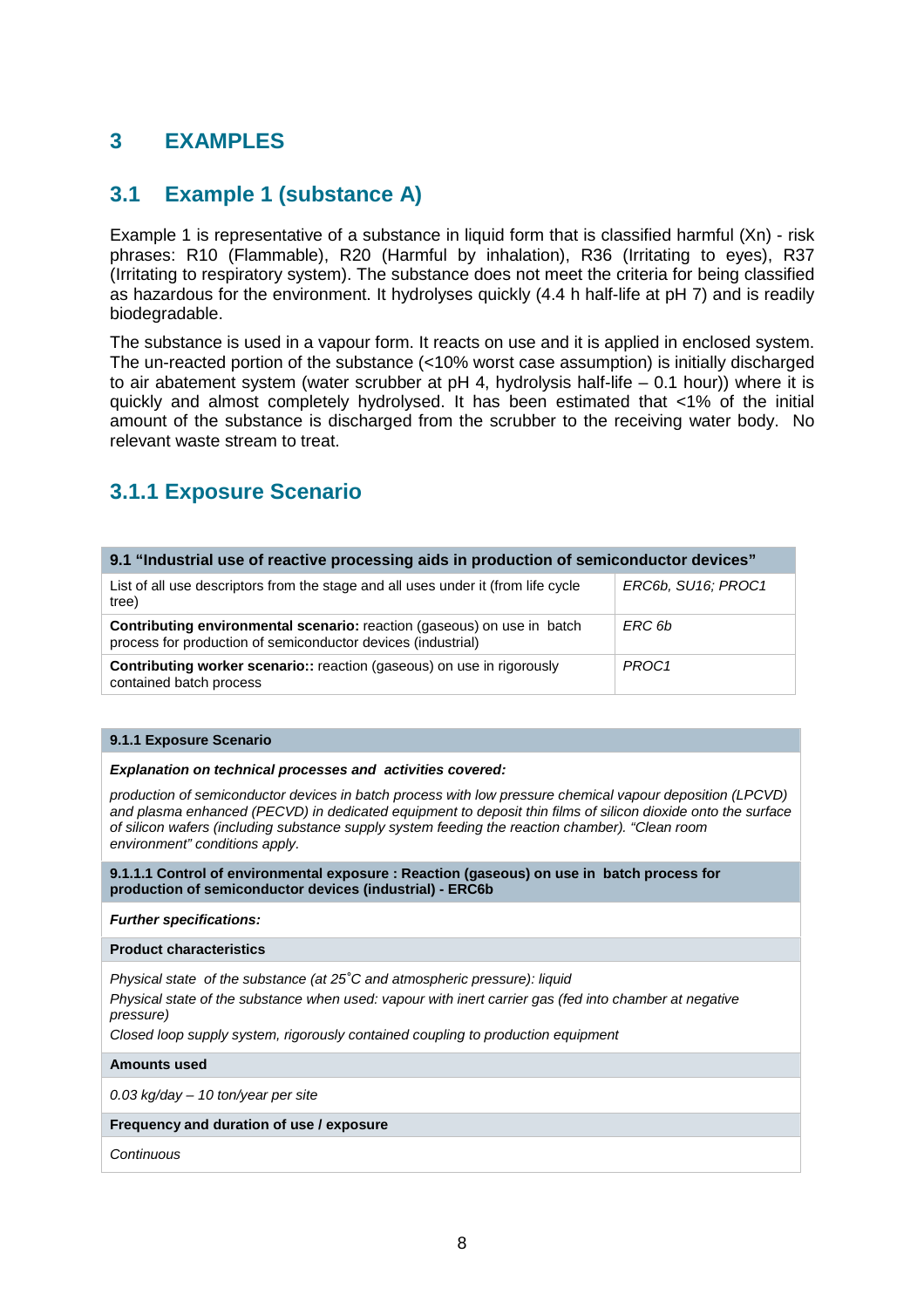# 3 EXAMPLES

## 3.1 Example 1 (substance A)

Example 1 is representative of a substance in liquid form that is classified harmful (Xn) - risk phrases: R10 (Flammable), R20 (Harmful by inhalation), R36 (Irritating to eyes), R37 (Irritating to respiratory system). The substance does not meet the criteria for being classified as hazardous for the environment. It hydrolyses quickly (4.4 h half-life at pH 7) and is readily biodegradable.

The substance is used in a vapour form. It reacts on use and it is applied in enclosed system. The un-reacted portion of the substance (<10% worst case assumption) is initially discharged to air abatement system (water scrubber at pH 4, hydrolysis half-life – 0.1 hour)) where it is quickly and almost completely hydrolysed. It has been estimated that <1% of the initial amount of the substance is discharged from the scrubber to the receiving water body. No relevant waste stream to treat.

### 3.1.1 Exposure Scenario

| 9.1 “Industrial use of reactive processing aids in production of semiconductor devices” | |
|---|---|
| List of all use descriptors from the stage and all uses under it (from life cycle tree) | *ERC6b, SU16; PROC1* |
| **Contributing environmental scenario:** reaction (gaseous) on use in batch process for production of semiconductor devices (industrial) | *ERC 6b* |
| **Contributing worker scenario::** reaction (gaseous) on use in rigorously contained batch process | *PROC1* |

| **9.1.1 Exposure Scenario** |
|---|
| ***Explanation on technical processes and activities covered:*** |
| *production of semiconductor devices in batch process with low pressure chemical vapour deposition (LPCVD) and plasma enhanced (PECVD) in dedicated equipment to deposit thin films of silicon dioxide onto the surface of silicon wafers (including substance supply system feeding the reaction chamber). “Clean room environment” conditions apply.* |
| **9.1.1.1 Control of environmental exposure : Reaction (gaseous) on use in batch process for production of semiconductor devices (industrial) - ERC6b** |
| ***Further specifications:*** |
| **Product characteristics** |
| *Physical state of the substance (at 25˚C and atmospheric pressure): liquid*<br>*Physical state of the substance when used: vapour with inert carrier gas (fed into chamber at negative pressure)*<br>*Closed loop supply system, rigorously contained coupling to production equipment* |
| **Amounts used** |
| *0.03 kg/day – 10 ton/year per site* |
| **Frequency and duration of use / exposure** |
| *Continuous* |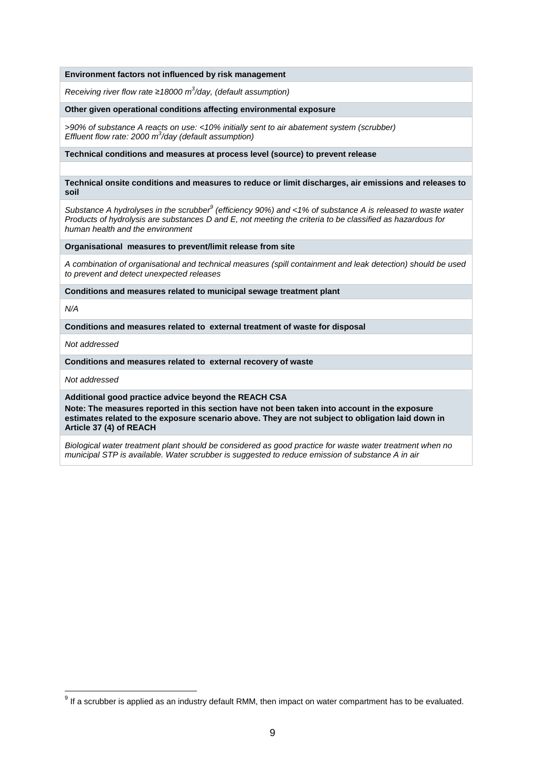| **Environment factors not influenced by risk management** |
|---|
| *Receiving river flow rate ≥18000 $m^3$/day, (default assumption)* |
| **Other given operational conditions affecting environmental exposure** |
| *>90% of substance A reacts on use: <10% initially sent to air abatement system (scrubber)*<br>*Effluent flow rate: 2000 $m^3$/day (default assumption)* |
| **Technical conditions and measures at process level (source) to prevent release** |
| |
| **Technical onsite conditions and measures to reduce or limit discharges, air emissions and releases to soil** |
| *Substance A hydrolyses in the scrubber[9] (efficiency 90%) and <1% of substance A is released to waste water Products of hydrolysis are substances D and E, not meeting the criteria to be classified as hazardous for human health and the environment* |
| **Organisational measures to prevent/limit release from site** |
| *A combination of organisational and technical measures (spill containment and leak detection) should be used to prevent and detect unexpected releases* |
| **Conditions and measures related to municipal sewage treatment plant** |
| *N/A* |
| **Conditions and measures related to external treatment of waste for disposal** |
| *Not addressed* |
| **Conditions and measures related to external recovery of waste** |
| *Not addressed* |
| **Additional good practice advice beyond the REACH CSA**<br>**Note: The measures reported in this section have not been taken into account in the exposure estimates related to the exposure scenario above. They are not subject to obligation laid down in Article 37 (4) of REACH** |
| *Biological water treatment plant should be considered as good practice for waste water treatment when no municipal STP is available. Water scrubber is suggested to reduce emission of substance A in air* |

[9] If a scrubber is applied as an industry default RMM, then impact on water compartment has to be evaluated.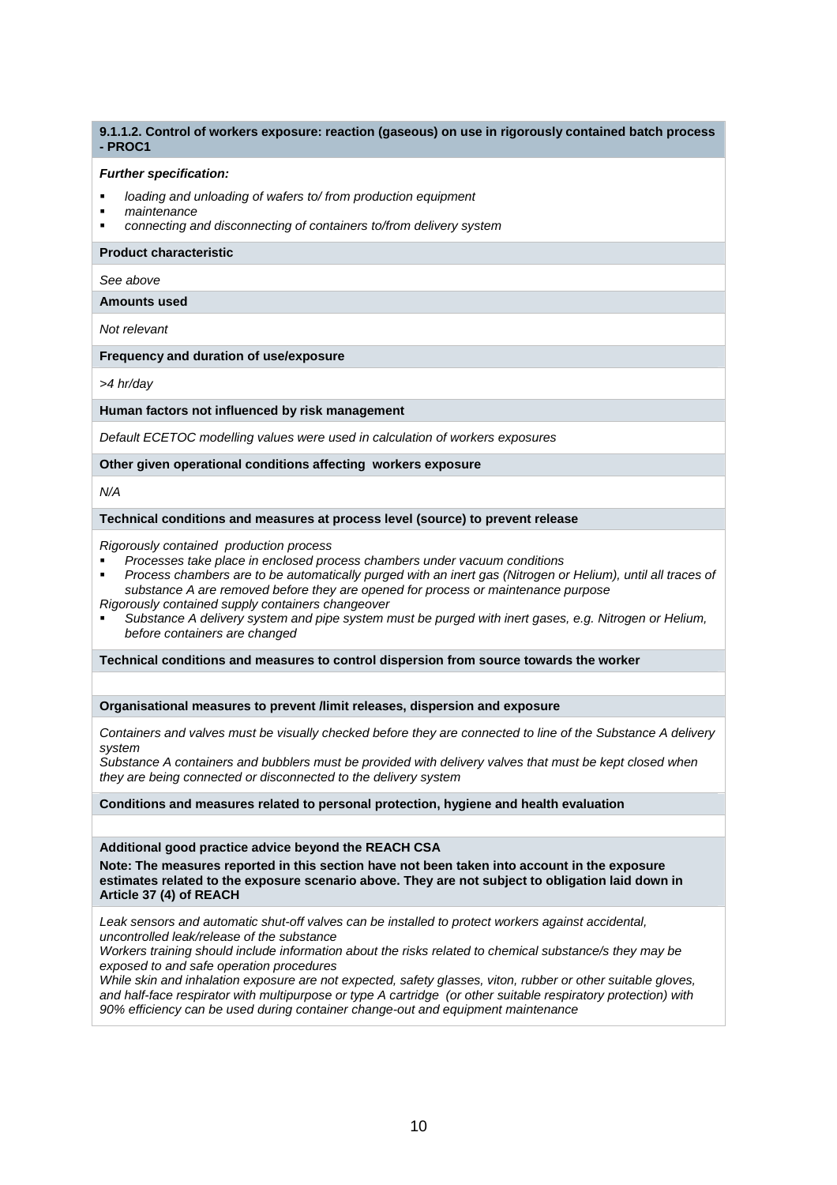**9.1.1.2. Control of workers exposure: reaction (gaseous) on use in rigorously contained batch process - PROC1**

***Further specification:***

- *loading and unloading of wafers to/ from production equipment*
- *maintenance*
- *connecting and disconnecting of containers to/from delivery system*

**Product characteristic**

*See above*

**Amounts used**

*Not relevant*

**Frequency and duration of use/exposure**

*>4 hr/day*

**Human factors not influenced by risk management**

*Default ECETOC modelling values were used in calculation of workers exposures*

**Other given operational conditions affecting workers exposure**

*N/A*

**Technical conditions and measures at process level (source) to prevent release**

*Rigorously contained production process*

- *Processes take place in enclosed process chambers under vacuum conditions*
- *Process chambers are to be automatically purged with an inert gas (Nitrogen or Helium), until all traces of substance A are removed before they are opened for process or maintenance purpose*

*Rigorously contained supply containers changeover*

- *Substance A delivery system and pipe system must be purged with inert gases, e.g. Nitrogen or Helium, before containers are changed*

**Technical conditions and measures to control dispersion from source towards the worker**

**Organisational measures to prevent /limit releases, dispersion and exposure**

*Containers and valves must be visually checked before they are connected to line of the Substance A delivery system*

*Substance A containers and bubblers must be provided with delivery valves that must be kept closed when they are being connected or disconnected to the delivery system*

**Conditions and measures related to personal protection, hygiene and health evaluation**

**Additional good practice advice beyond the REACH CSA**

**Note: The measures reported in this section have not been taken into account in the exposure estimates related to the exposure scenario above. They are not subject to obligation laid down in Article 37 (4) of REACH**

*Leak sensors and automatic shut-off valves can be installed to protect workers against accidental, uncontrolled leak/release of the substance*

*Workers training should include information about the risks related to chemical substance/s they may be exposed to and safe operation procedures*

*While skin and inhalation exposure are not expected, safety glasses, viton, rubber or other suitable gloves, and half-face respirator with multipurpose or type A cartridge (or other suitable respiratory protection) with 90% efficiency can be used during container change-out and equipment maintenance*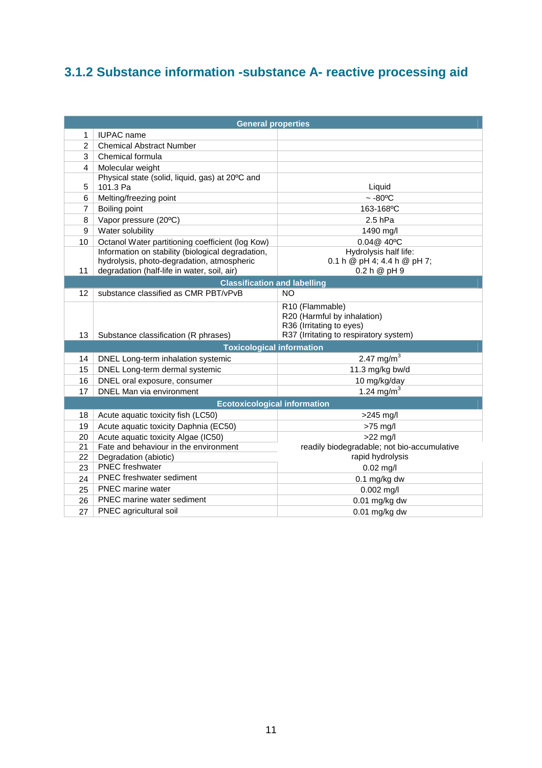### 3.1.2 Substance information -substance A- reactive processing aid

| | General properties | |
|---|---|---|
| 1 | IUPAC name | |
| 2 | Chemical Abstract Number | |
| 3 | Chemical formula | |
| 4 | Molecular weight | |
| 5 | Physical state (solid, liquid, gas) at 20ºC and 101.3 Pa | Liquid |
| 6 | Melting/freezing point | ~ -80ºC |
| 7 | Boiling point | 163-168ºC |
| 8 | Vapor pressure (20ºC) | 2.5 hPa |
| 9 | Water solubility | 1490 mg/l |
| 10 | Octanol Water partitioning coefficient (log Kow) | 0.04@ 40ºC |
| 11 | Information on stability (biological degradation, hydrolysis, photo-degradation, atmospheric degradation (half-life in water, soil, air) | Hydrolysis half life: 0.1 h @ pH 4; 4.4 h @ pH 7; 0.2 h @ pH 9 |
| | **Classification and labelling** | |
| 12 | substance classified as CMR PBT/vPvB | NO |
| 13 | Substance classification (R phrases) | R10 (Flammable)<br>R20 (Harmful by inhalation)<br>R36 (Irritating to eyes)<br>R37 (Irritating to respiratory system) |
| | **Toxicological information** | |
| 14 | DNEL Long-term inhalation systemic | 2.47 mg/m$^3$ |
| 15 | DNEL Long-term dermal systemic | 11.3 mg/kg bw/d |
| 16 | DNEL oral exposure, consumer | 10 mg/kg/day |
| 17 | DNEL Man via environment | 1.24 mg/m$^3$ |
| | **Ecotoxicological information** | |
| 18 | Acute aquatic toxicity fish (LC50) | >245 mg/l |
| 19 | Acute aquatic toxicity Daphnia (EC50) | >75 mg/l |
| 20 | Acute aquatic toxicity Algae (IC50) | >22 mg/l |
| 21 | Fate and behaviour in the environment | readily biodegradable; not bio-accumulative |
| 22 | Degradation (abiotic) | rapid hydrolysis |
| 23 | PNEC freshwater | 0.02 mg/l |
| 24 | PNEC freshwater sediment | 0.1 mg/kg dw |
| 25 | PNEC marine water | 0.002 mg/l |
| 26 | PNEC marine water sediment | 0.01 mg/kg dw |
| 27 | PNEC agricultural soil | 0.01 mg/kg dw |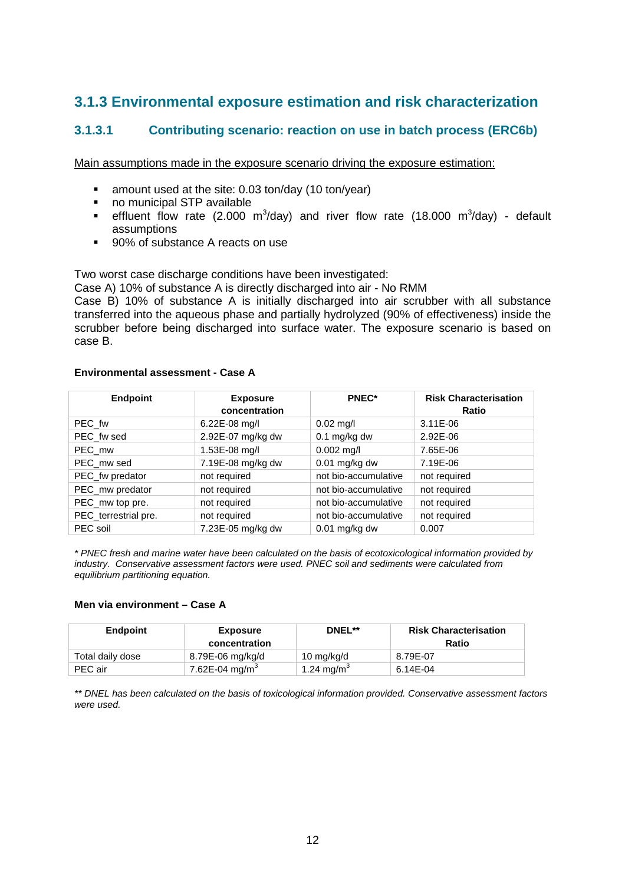## 3.1.3 Environmental exposure estimation and risk characterization

### 3.1.3.1 Contributing scenario: reaction on use in batch process (ERC6b)

Main assumptions made in the exposure scenario driving the exposure estimation:

- amount used at the site: 0.03 ton/day (10 ton/year)
- no municipal STP available
- effluent flow rate (2.000 $m^3$/day) and river flow rate (18.000 $m^3$/day) - default assumptions
- 90% of substance A reacts on use

Two worst case discharge conditions have been investigated:
Case A) 10% of substance A is directly discharged into air - No RMM
Case B) 10% of substance A is initially discharged into air scrubber with all substance transferred into the aqueous phase and partially hydrolyzed (90% of effectiveness) inside the scrubber before being discharged into surface water. The exposure scenario is based on case B.

**Environmental assessment - Case A**

| Endpoint | Exposure concentration | PNEC* | Risk Characterisation Ratio |
|---|---|---|---|
| PEC_fw | 6.22E-08 mg/l | 0.02 mg/l | 3.11E-06 |
| PEC_fw sed | 2.92E-07 mg/kg dw | 0.1 mg/kg dw | 2.92E-06 |
| PEC_mw | 1.53E-08 mg/l | 0.002 mg/l | 7.65E-06 |
| PEC_mw sed | 7.19E-08 mg/kg dw | 0.01 mg/kg dw | 7.19E-06 |
| PEC_fw predator | not required | not bio-accumulative | not required |
| PEC_mw predator | not required | not bio-accumulative | not required |
| PEC_mw top pre. | not required | not bio-accumulative | not required |
| PEC_terrestrial pre. | not required | not bio-accumulative | not required |
| PEC soil | 7.23E-05 mg/kg dw | 0.01 mg/kg dw | 0.007 |

*\* PNEC fresh and marine water have been calculated on the basis of ecotoxicological information provided by industry. Conservative assessment factors were used. PNEC soil and sediments were calculated from equilibrium partitioning equation.*

**Men via environment – Case A**

| Endpoint | Exposure concentration | DNEL** | Risk Characterisation Ratio |
|---|---|---|---|
| Total daily dose | 8.79E-06 mg/kg/d | 10 mg/kg/d | 8.79E-07 |
| PEC air | 7.62E-04 mg/$m^3$ | 1.24 mg/$m^3$ | 6.14E-04 |

*\*\* DNEL has been calculated on the basis of toxicological information provided. Conservative assessment factors were used.*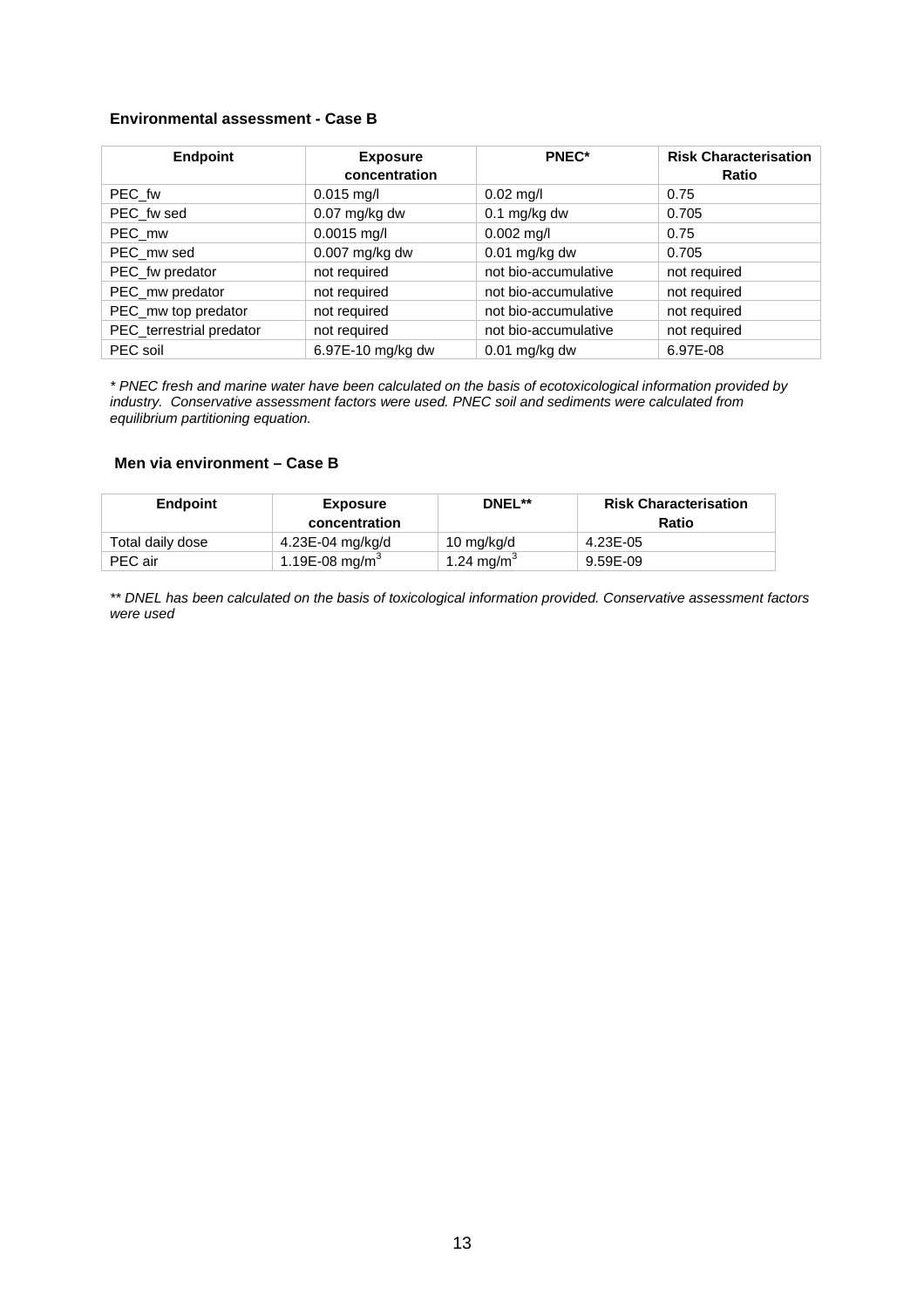### Environmental assessment - Case B

| Endpoint | Exposure concentration | PNEC* | Risk Characterisation Ratio |
|---|---|---|---|
| PEC_fw | 0.015 mg/l | 0.02 mg/l | 0.75 |
| PEC_fw sed | 0.07 mg/kg dw | 0.1 mg/kg dw | 0.705 |
| PEC_mw | 0.0015 mg/l | 0.002 mg/l | 0.75 |
| PEC_mw sed | 0.007 mg/kg dw | 0.01 mg/kg dw | 0.705 |
| PEC_fw predator | not required | not bio-accumulative | not required |
| PEC_mw predator | not required | not bio-accumulative | not required |
| PEC_mw top predator | not required | not bio-accumulative | not required |
| PEC_terrestrial predator | not required | not bio-accumulative | not required |
| PEC soil | 6.97E-10 mg/kg dw | 0.01 mg/kg dw | 6.97E-08 |

*\* PNEC fresh and marine water have been calculated on the basis of ecotoxicological information provided by industry. Conservative assessment factors were used. PNEC soil and sediments were calculated from equilibrium partitioning equation.*

### Men via environment – Case B

| Endpoint | Exposure concentration | DNEL** | Risk Characterisation Ratio |
|---|---|---|---|
| Total daily dose | 4.23E-04 mg/kg/d | 10 mg/kg/d | 4.23E-05 |
| PEC air | 1.19E-08 mg/m$^3$ | 1.24 mg/m$^3$ | 9.59E-09 |

*\*\* DNEL has been calculated on the basis of toxicological information provided. Conservative assessment factors were used*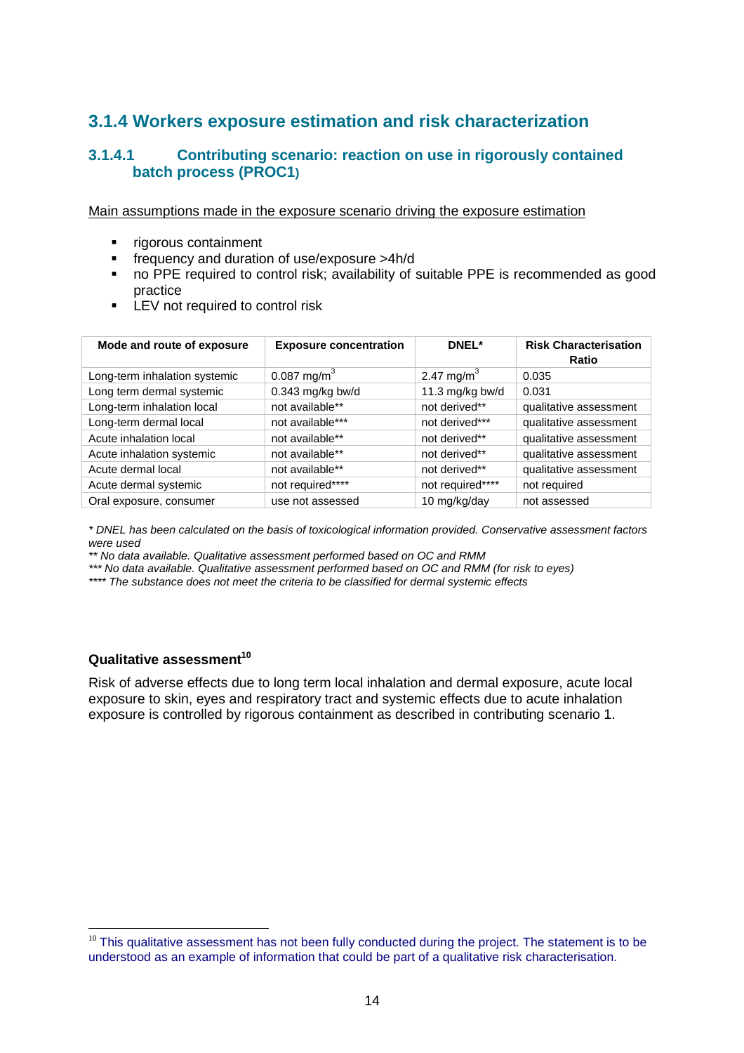## 3.1.4 Workers exposure estimation and risk characterization

### 3.1.4.1 Contributing scenario: reaction on use in rigorously contained batch process (PROC1)

<u>Main assumptions made in the exposure scenario driving the exposure estimation</u>

- rigorous containment
- frequency and duration of use/exposure >4h/d
- no PPE required to control risk; availability of suitable PPE is recommended as good practice
- LEV not required to control risk

| Mode and route of exposure | Exposure concentration | DNEL* | Risk Characterisation Ratio |
|---|---|---|---|
| Long-term inhalation systemic | 0.087 mg/m$^3$ | 2.47 mg/m$^3$ | 0.035 |
| Long term dermal systemic | 0.343 mg/kg bw/d | 11.3 mg/kg bw/d | 0.031 |
| Long-term inhalation local | not available** | not derived** | qualitative assessment |
| Long-term dermal local | not available*** | not derived*** | qualitative assessment |
| Acute inhalation local | not available** | not derived** | qualitative assessment |
| Acute inhalation systemic | not available** | not derived** | qualitative assessment |
| Acute dermal local | not available** | not derived** | qualitative assessment |
| Acute dermal systemic | not required**** | not required**** | not required |
| Oral exposure, consumer | use not assessed | 10 mg/kg/day | not assessed |

*\* DNEL has been calculated on the basis of toxicological information provided. Conservative assessment factors were used*

*\*\* No data available. Qualitative assessment performed based on OC and RMM*

*\*\*\* No data available. Qualitative assessment performed based on OC and RMM (for risk to eyes)*

*\*\*\*\* The substance does not meet the criteria to be classified for dermal systemic effects*

**Qualitative assessment[10]**

Risk of adverse effects due to long term local inhalation and dermal exposure, acute local exposure to skin, eyes and respiratory tract and systemic effects due to acute inhalation exposure is controlled by rigorous containment as described in contributing scenario 1.

[10] This qualitative assessment has not been fully conducted during the project. The statement is to be understood as an example of information that could be part of a qualitative risk characterisation.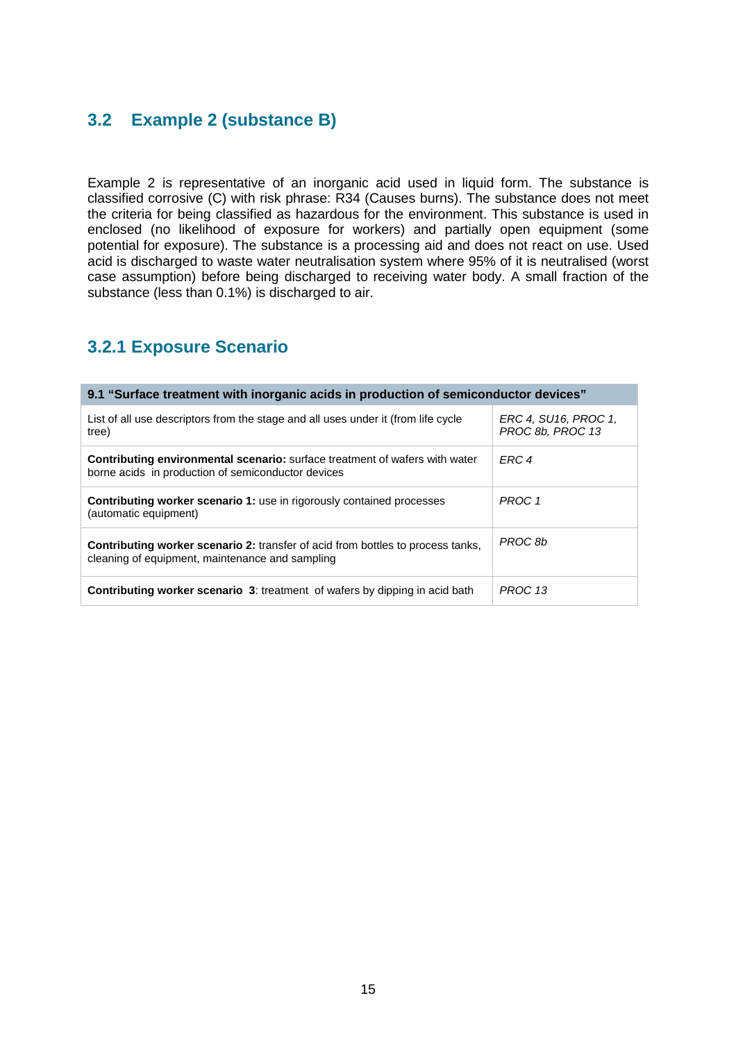## 3.2 Example 2 (substance B)

Example 2 is representative of an inorganic acid used in liquid form. The substance is classified corrosive (C) with risk phrase: R34 (Causes burns). The substance does not meet the criteria for being classified as hazardous for the environment. This substance is used in enclosed (no likelihood of exposure for workers) and partially open equipment (some potential for exposure). The substance is a processing aid and does not react on use. Used acid is discharged to waste water neutralisation system where 95% of it is neutralised (worst case assumption) before being discharged to receiving water body. A small fraction of the substance (less than 0.1%) is discharged to air.

### 3.2.1 Exposure Scenario

| **9.1 "Surface treatment with inorganic acids in production of semiconductor devices"** | |
|---|---|
| List of all use descriptors from the stage and all uses under it (from life cycle tree) | *ERC 4, SU16, PROC 1, PROC 8b, PROC 13* |
| **Contributing environmental scenario:** surface treatment of wafers with water borne acids in production of semiconductor devices | *ERC 4* |
| **Contributing worker scenario 1:** use in rigorously contained processes (automatic equipment) | *PROC 1* |
| **Contributing worker scenario 2:** transfer of acid from bottles to process tanks, cleaning of equipment, maintenance and sampling | *PROC 8b* |
| **Contributing worker scenario 3**: treatment of wafers by dipping in acid bath | *PROC 13* |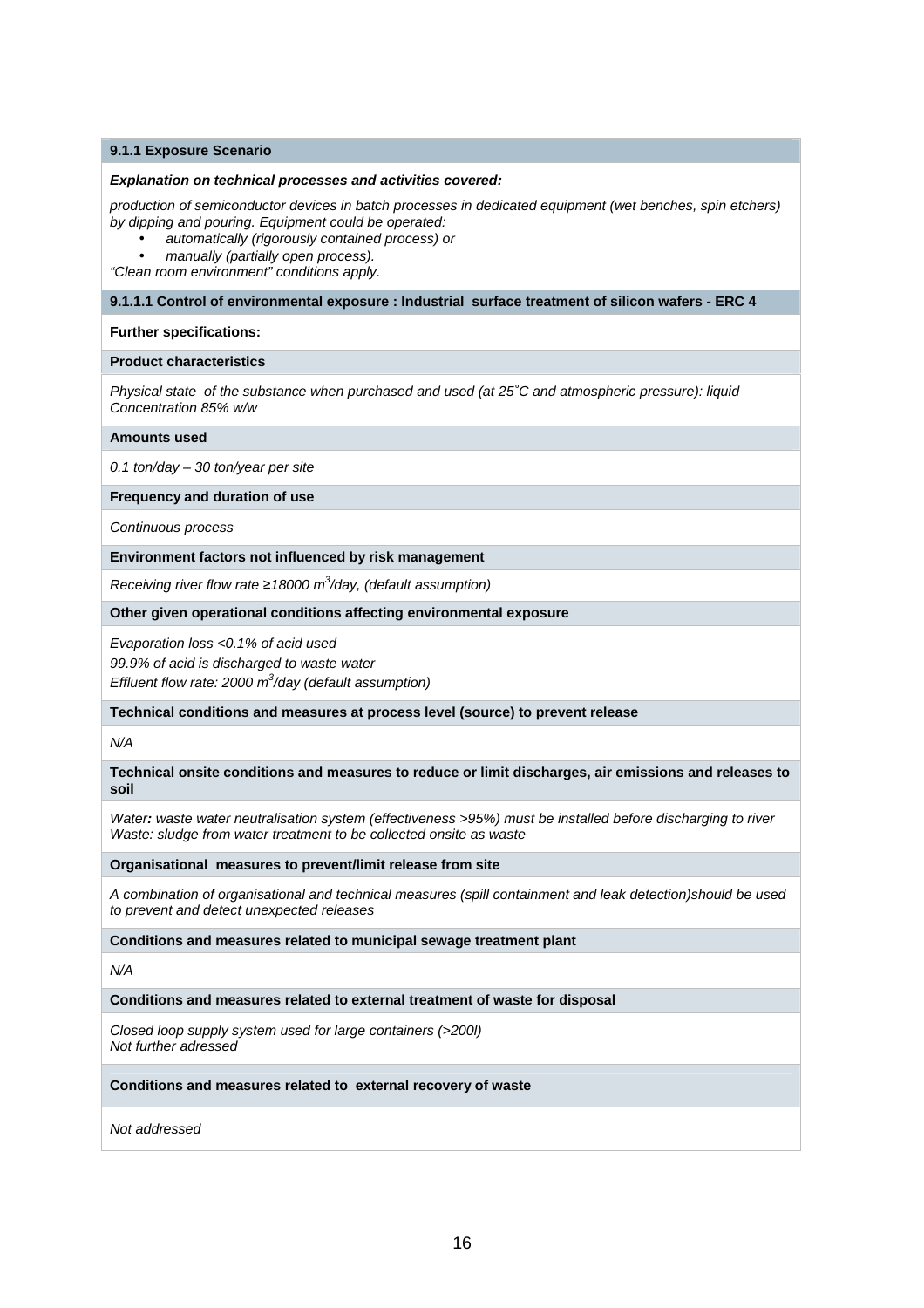### 9.1.1 Exposure Scenario

***Explanation on technical processes and activities covered:***

*production of semiconductor devices in batch processes in dedicated equipment (wet benches, spin etchers) by dipping and pouring. Equipment could be operated:*

- *automatically (rigorously contained process) or*
- *manually (partially open process).*

*"Clean room environment" conditions apply.*

#### 9.1.1.1 Control of environmental exposure : Industrial surface treatment of silicon wafers - ERC 4

**Further specifications:**

**Product characteristics**

*Physical state of the substance when purchased and used (at 25˚C and atmospheric pressure): liquid*
*Concentration 85% w/w*

**Amounts used**

*0.1 ton/day – 30 ton/year per site*

**Frequency and duration of use**

*Continuous process*

**Environment factors not influenced by risk management**

*Receiving river flow rate ≥18000 $m^3$/day, (default assumption)*

**Other given operational conditions affecting environmental exposure**

*Evaporation loss <0.1% of acid used*

*99.9% of acid is discharged to waste water*

*Effluent flow rate: 2000 $m^3$/day (default assumption)*

**Technical conditions and measures at process level (source) to prevent release**

*N/A*

**Technical onsite conditions and measures to reduce or limit discharges, air emissions and releases to soil**

*Water**:** waste water neutralisation system (effectiveness >95%) must be installed before discharging to river*
*Waste: sludge from water treatment to be collected onsite as waste*

**Organisational measures to prevent/limit release from site**

*A combination of organisational and technical measures (spill containment and leak detection)should be used to prevent and detect unexpected releases*

**Conditions and measures related to municipal sewage treatment plant**

*N/A*

**Conditions and measures related to external treatment of waste for disposal**

*Closed loop supply system used for large containers (>200l)*
*Not further adressed*

**Conditions and measures related to external recovery of waste**

*Not addressed*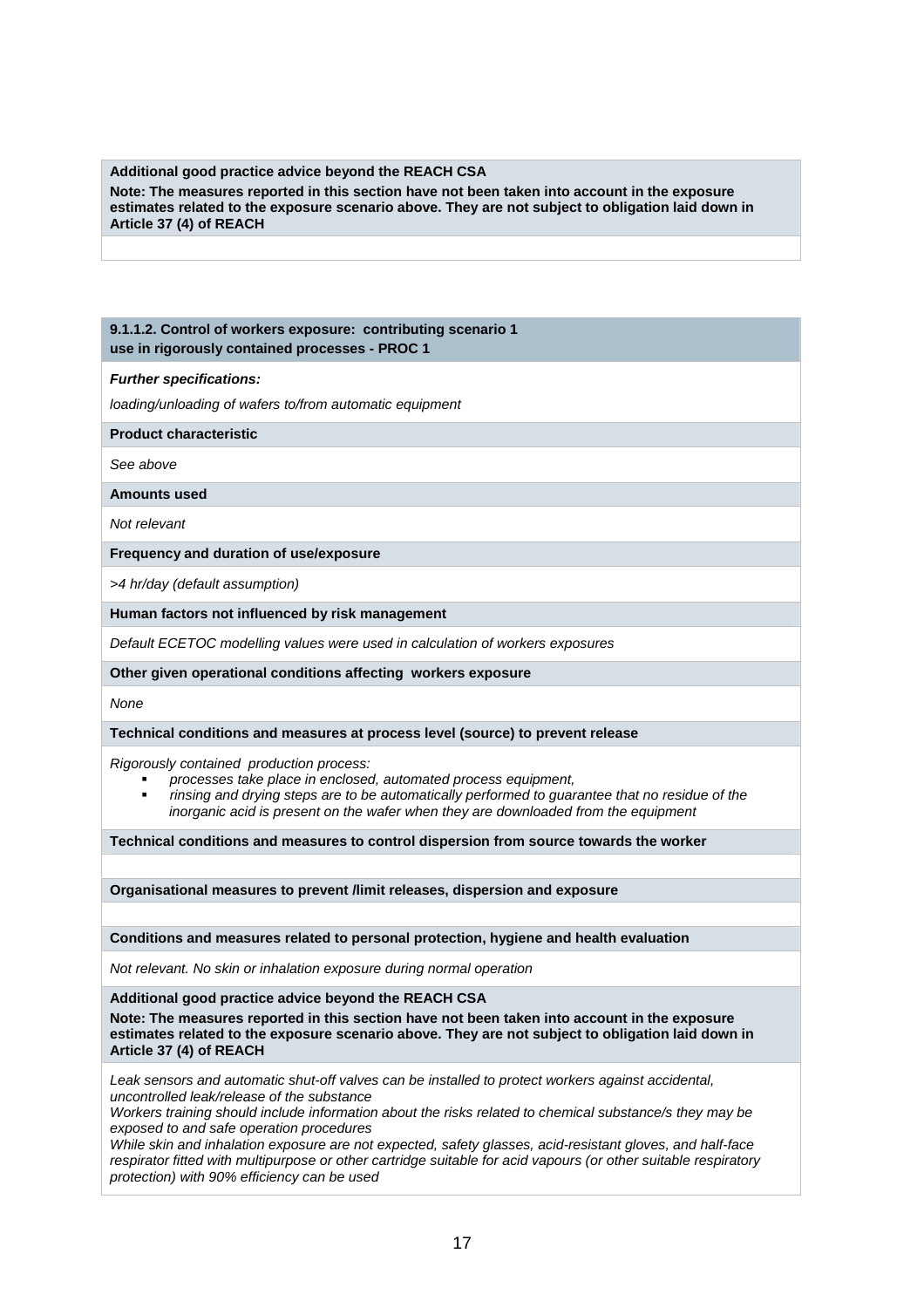**Additional good practice advice beyond the REACH CSA**

**Note: The measures reported in this section have not been taken into account in the exposure estimates related to the exposure scenario above. They are not subject to obligation laid down in Article 37 (4) of REACH**

### 9.1.1.2. Control of workers exposure: contributing scenario 1 use in rigorously contained processes - PROC 1

***Further specifications:***

*loading/unloading of wafers to/from automatic equipment*

**Product characteristic**

*See above*

**Amounts used**

*Not relevant*

**Frequency and duration of use/exposure**

*>4 hr/day (default assumption)*

**Human factors not influenced by risk management**

*Default ECETOC modelling values were used in calculation of workers exposures*

**Other given operational conditions affecting workers exposure**

*None*

**Technical conditions and measures at process level (source) to prevent release**

*Rigorously contained production process:*

- *processes take place in enclosed, automated process equipment,*
- *rinsing and drying steps are to be automatically performed to guarantee that no residue of the inorganic acid is present on the wafer when they are downloaded from the equipment*

**Technical conditions and measures to control dispersion from source towards the worker**

**Organisational measures to prevent /limit releases, dispersion and exposure**

**Conditions and measures related to personal protection, hygiene and health evaluation**

*Not relevant. No skin or inhalation exposure during normal operation*

**Additional good practice advice beyond the REACH CSA**

**Note: The measures reported in this section have not been taken into account in the exposure estimates related to the exposure scenario above. They are not subject to obligation laid down in Article 37 (4) of REACH**

*Leak sensors and automatic shut-off valves can be installed to protect workers against accidental, uncontrolled leak/release of the substance*

*Workers training should include information about the risks related to chemical substance/s they may be exposed to and safe operation procedures*

*While skin and inhalation exposure are not expected, safety glasses, acid-resistant gloves, and half-face respirator fitted with multipurpose or other cartridge suitable for acid vapours (or other suitable respiratory protection) with 90% efficiency can be used*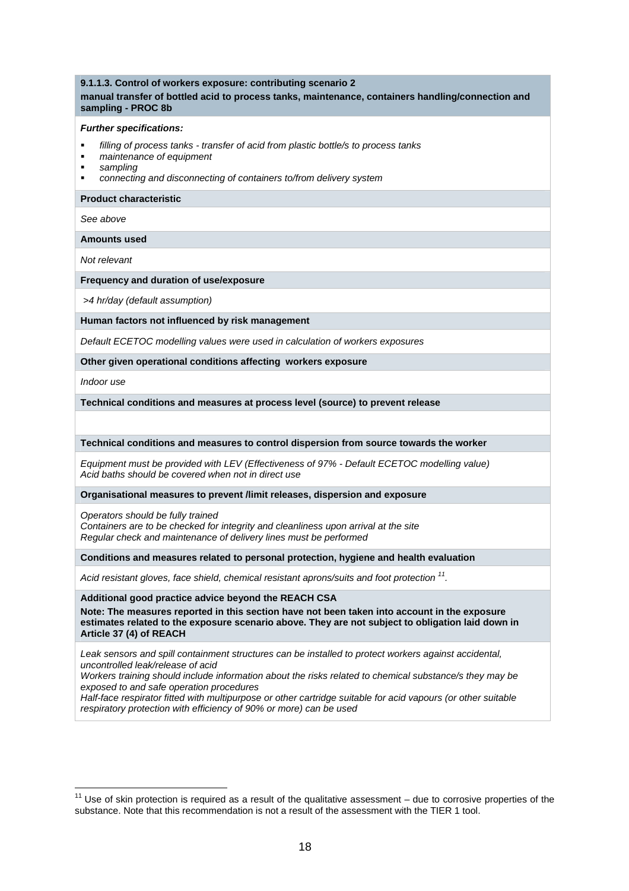**9.1.1.3. Control of workers exposure: contributing scenario 2**

**manual transfer of bottled acid to process tanks, maintenance, containers handling/connection and sampling - PROC 8b**

***Further specifications:***

- *filling of process tanks - transfer of acid from plastic bottle/s to process tanks*
- *maintenance of equipment*
- *sampling*
- *connecting and disconnecting of containers to/from delivery system*

**Product characteristic**

*See above*

**Amounts used**

*Not relevant*

**Frequency and duration of use/exposure**

*>4 hr/day (default assumption)*

**Human factors not influenced by risk management**

*Default ECETOC modelling values were used in calculation of workers exposures*

**Other given operational conditions affecting workers exposure**

*Indoor use*

**Technical conditions and measures at process level (source) to prevent release**

**Technical conditions and measures to control dispersion from source towards the worker**

*Equipment must be provided with LEV (Effectiveness of 97% - Default ECETOC modelling value)*
*Acid baths should be covered when not in direct use*

**Organisational measures to prevent /limit releases, dispersion and exposure**

*Operators should be fully trained*
*Containers are to be checked for integrity and cleanliness upon arrival at the site*
*Regular check and maintenance of delivery lines must be performed*

**Conditions and measures related to personal protection, hygiene and health evaluation**

*Acid resistant gloves, face shield, chemical resistant aprons/suits and foot protection [11].*

**Additional good practice advice beyond the REACH CSA**

**Note: The measures reported in this section have not been taken into account in the exposure estimates related to the exposure scenario above. They are not subject to obligation laid down in Article 37 (4) of REACH**

*Leak sensors and spill containment structures can be installed to protect workers against accidental, uncontrolled leak/release of acid*
*Workers training should include information about the risks related to chemical substance/s they may be exposed to and safe operation procedures*
*Half-face respirator fitted with multipurpose or other cartridge suitable for acid vapours (or other suitable respiratory protection with efficiency of 90% or more) can be used*

---

[11] Use of skin protection is required as a result of the qualitative assessment – due to corrosive properties of the substance. Note that this recommendation is not a result of the assessment with the TIER 1 tool.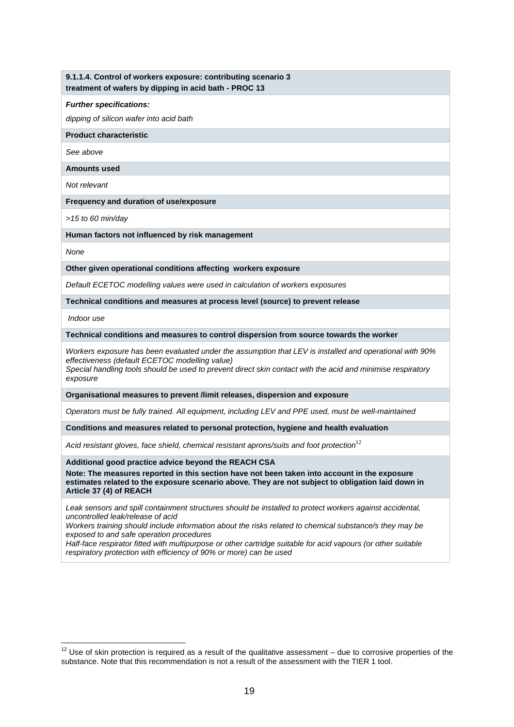**9.1.1.4. Control of workers exposure: contributing scenario 3**
**treatment of wafers by dipping in acid bath - PROC 13**

***Further specifications:***

*dipping of silicon wafer into acid bath*

**Product characteristic**

*See above*

**Amounts used**

*Not relevant*

**Frequency and duration of use/exposure**

*>15 to 60 min/day*

**Human factors not influenced by risk management**

*None*

**Other given operational conditions affecting workers exposure**

*Default ECETOC modelling values were used in calculation of workers exposures*

**Technical conditions and measures at process level (source) to prevent release**

*Indoor use*

**Technical conditions and measures to control dispersion from source towards the worker**

*Workers exposure has been evaluated under the assumption that LEV is installed and operational with 90% effectiveness (default ECETOC modelling value)*
*Special handling tools should be used to prevent direct skin contact with the acid and minimise respiratory exposure*

**Organisational measures to prevent /limit releases, dispersion and exposure**

*Operators must be fully trained. All equipment, including LEV and PPE used, must be well-maintained*

**Conditions and measures related to personal protection, hygiene and health evaluation**

*Acid resistant gloves, face shield, chemical resistant aprons/suits and foot protection*[12]

**Additional good practice advice beyond the REACH CSA**

**Note: The measures reported in this section have not been taken into account in the exposure estimates related to the exposure scenario above. They are not subject to obligation laid down in Article 37 (4) of REACH**

*Leak sensors and spill containment structures should be installed to protect workers against accidental, uncontrolled leak/release of acid*
*Workers training should include information about the risks related to chemical substance/s they may be exposed to and safe operation procedures*
*Half-face respirator fitted with multipurpose or other cartridge suitable for acid vapours (or other suitable respiratory protection with efficiency of 90% or more) can be used*

---

[12] Use of skin protection is required as a result of the qualitative assessment – due to corrosive properties of the substance. Note that this recommendation is not a result of the assessment with the TIER 1 tool.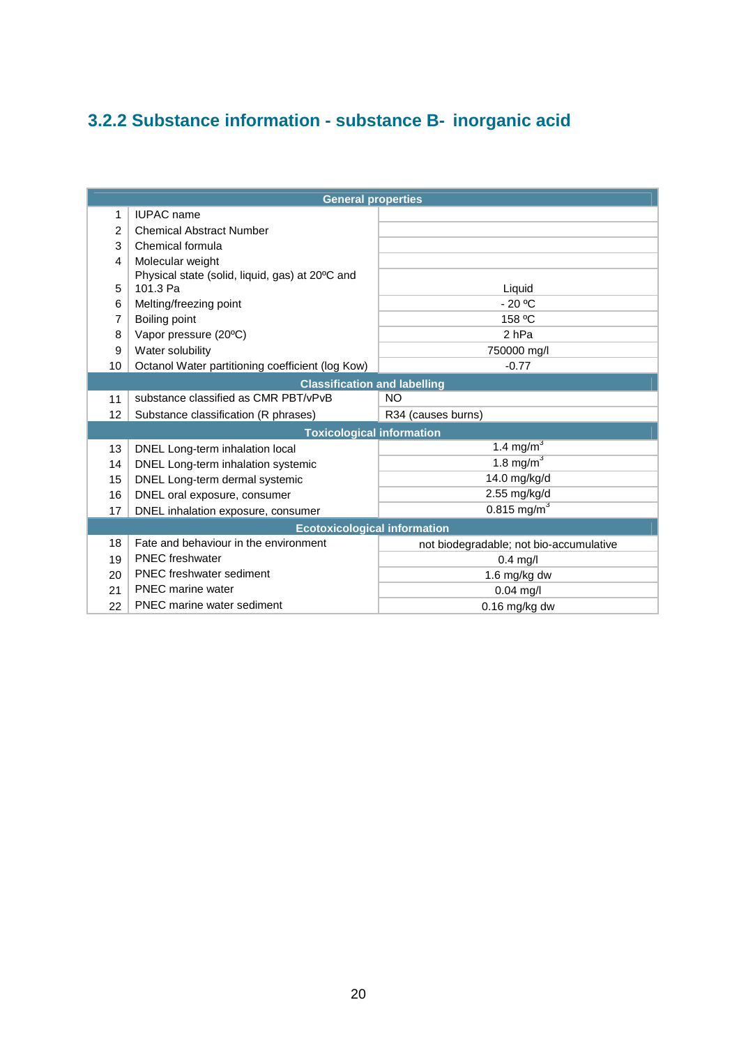### 3.2.2 Substance information - substance B- inorganic acid

| | **General properties** | |
|---|---|---|
| 1 | IUPAC name | |
| 2 | Chemical Abstract Number | |
| 3 | Chemical formula | |
| 4 | Molecular weight | |
| 5 | Physical state (solid, liquid, gas) at 20ºC and 101.3 Pa | Liquid |
| 6 | Melting/freezing point | - 20 ºC |
| 7 | Boiling point | 158 ºC |
| 8 | Vapor pressure (20ºC) | 2 hPa |
| 9 | Water solubility | 750000 mg/l |
| 10 | Octanol Water partitioning coefficient (log Kow) | -0.77 |
| | **Classification and labelling** | |
| 11 | substance classified as CMR PBT/vPvB | NO |
| 12 | Substance classification (R phrases) | R34 (causes burns) |
| | **Toxicological information** | |
| 13 | DNEL Long-term inhalation local | 1.4 $mg/m^3$ |
| 14 | DNEL Long-term inhalation systemic | 1.8 $mg/m^3$ |
| 15 | DNEL Long-term dermal systemic | 14.0 mg/kg/d |
| 16 | DNEL oral exposure, consumer | 2.55 mg/kg/d |
| 17 | DNEL inhalation exposure, consumer | 0.815 $mg/m^3$ |
| | **Ecotoxicological information** | |
| 18 | Fate and behaviour in the environment | not biodegradable; not bio-accumulative |
| 19 | PNEC freshwater | 0.4 mg/l |
| 20 | PNEC freshwater sediment | 1.6 mg/kg dw |
| 21 | PNEC marine water | 0.04 mg/l |
| 22 | PNEC marine water sediment | 0.16 mg/kg dw |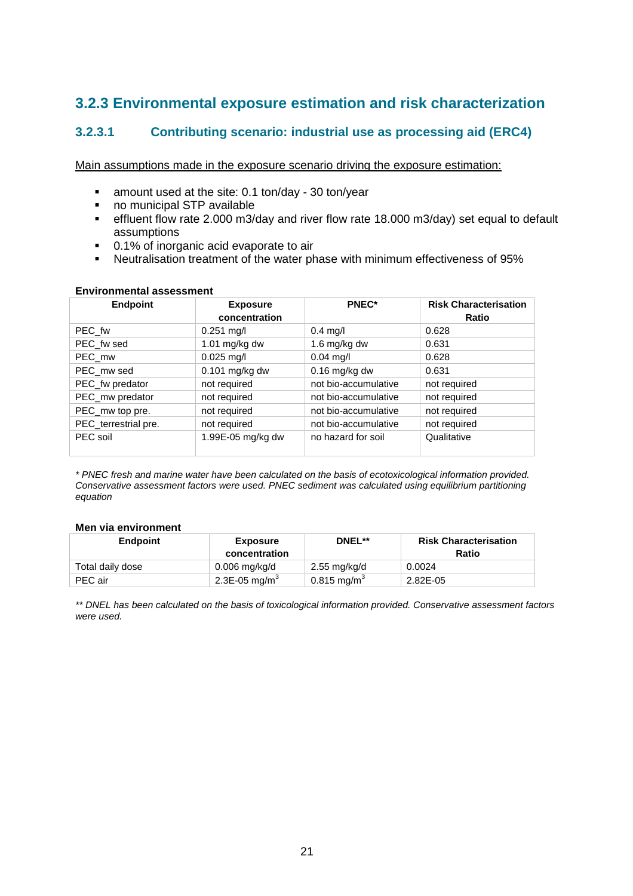## 3.2.3 Environmental exposure estimation and risk characterization

### 3.2.3.1 Contributing scenario: industrial use as processing aid (ERC4)

Main assumptions made in the exposure scenario driving the exposure estimation:

- amount used at the site: 0.1 ton/day - 30 ton/year
- no municipal STP available
- effluent flow rate 2.000 m3/day and river flow rate 18.000 m3/day) set equal to default assumptions
- 0.1% of inorganic acid evaporate to air
- Neutralisation treatment of the water phase with minimum effectiveness of 95%

**Environmental assessment**

| Endpoint | Exposure concentration | PNEC* | Risk Characterisation Ratio |
|---|---|---|---|
| PEC_fw | 0.251 mg/l | 0.4 mg/l | 0.628 |
| PEC_fw sed | 1.01 mg/kg dw | 1.6 mg/kg dw | 0.631 |
| PEC_mw | 0.025 mg/l | 0.04 mg/l | 0.628 |
| PEC_mw sed | 0.101 mg/kg dw | 0.16 mg/kg dw | 0.631 |
| PEC_fw predator | not required | not bio-accumulative | not required |
| PEC_mw predator | not required | not bio-accumulative | not required |
| PEC_mw top pre. | not required | not bio-accumulative | not required |
| PEC_terrestrial pre. | not required | not bio-accumulative | not required |
| PEC soil | 1.99E-05 mg/kg dw | no hazard for soil | Qualitative |

*\* PNEC fresh and marine water have been calculated on the basis of ecotoxicological information provided. Conservative assessment factors were used. PNEC sediment was calculated using equilibrium partitioning equation*

**Men via environment**

| Endpoint | Exposure concentration | DNEL** | Risk Characterisation Ratio |
|---|---|---|---|
| Total daily dose | 0.006 mg/kg/d | 2.55 mg/kg/d | 0.0024 |
| PEC air | 2.3E-05 $mg/m^3$ | 0.815 $mg/m^3$ | 2.82E-05 |

*\*\* DNEL has been calculated on the basis of toxicological information provided. Conservative assessment factors were used.*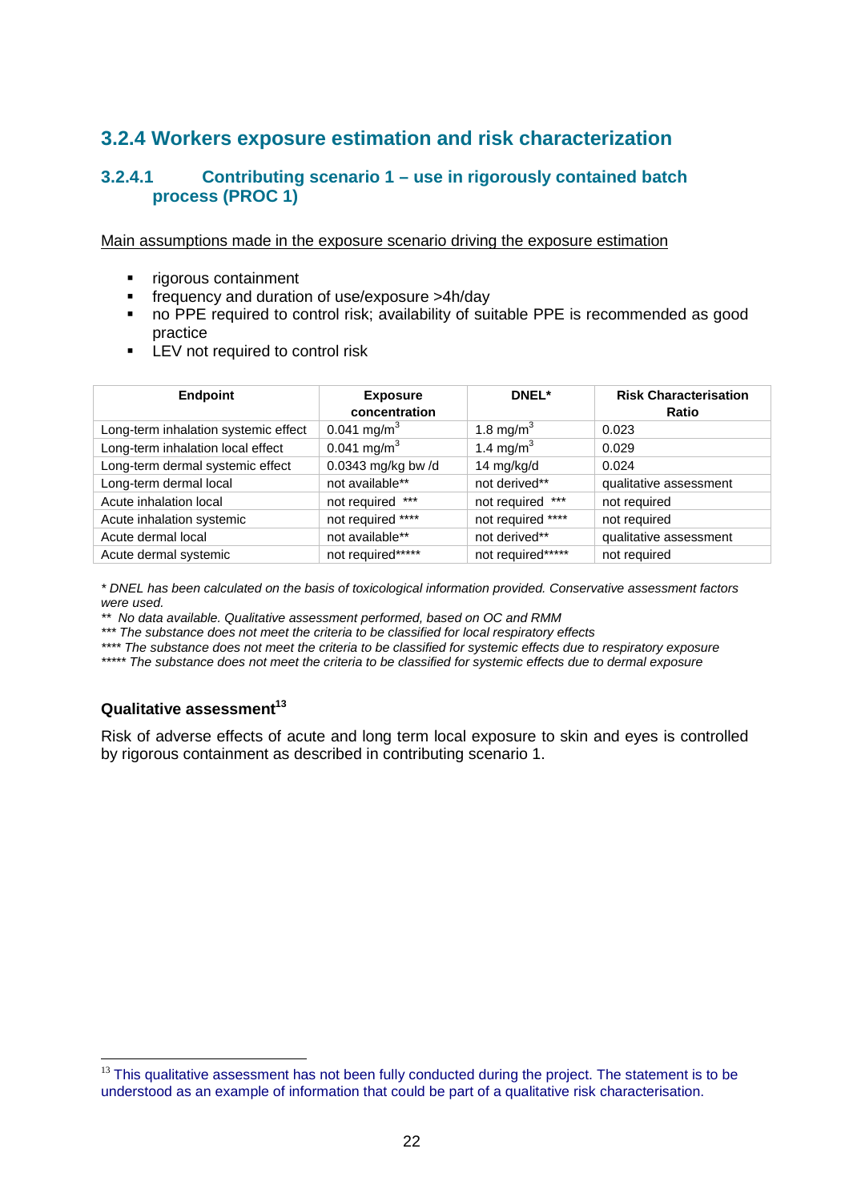## 3.2.4 Workers exposure estimation and risk characterization

### 3.2.4.1 Contributing scenario 1 – use in rigorously contained batch process (PROC 1)

Main assumptions made in the exposure scenario driving the exposure estimation

- rigorous containment
- frequency and duration of use/exposure >4h/day
- no PPE required to control risk; availability of suitable PPE is recommended as good practice
- LEV not required to control risk

| Endpoint | Exposure concentration | DNEL* | Risk Characterisation Ratio |
|---|---|---|---|
| Long-term inhalation systemic effect | 0.041 mg/m$^3$ | 1.8 mg/m$^3$ | 0.023 |
| Long-term inhalation local effect | 0.041 mg/m$^3$ | 1.4 mg/m$^3$ | 0.029 |
| Long-term dermal systemic effect | 0.0343 mg/kg bw /d | 14 mg/kg/d | 0.024 |
| Long-term dermal local | not available** | not derived** | qualitative assessment |
| Acute inhalation local | not required *** | not required *** | not required |
| Acute inhalation systemic | not required **** | not required **** | not required |
| Acute dermal local | not available** | not derived** | qualitative assessment |
| Acute dermal systemic | not required***** | not required***** | not required |

*\* DNEL has been calculated on the basis of toxicological information provided. Conservative assessment factors were used.*
*\*\* No data available. Qualitative assessment performed, based on OC and RMM*
*\*\*\* The substance does not meet the criteria to be classified for local respiratory effects*
*\*\*\*\* The substance does not meet the criteria to be classified for systemic effects due to respiratory exposure*
*\*\*\*\*\* The substance does not meet the criteria to be classified for systemic effects due to dermal exposure*

#### Qualitative assessment[13]

Risk of adverse effects of acute and long term local exposure to skin and eyes is controlled by rigorous containment as described in contributing scenario 1.

[13] This qualitative assessment has not been fully conducted during the project. The statement is to be understood as an example of information that could be part of a qualitative risk characterisation.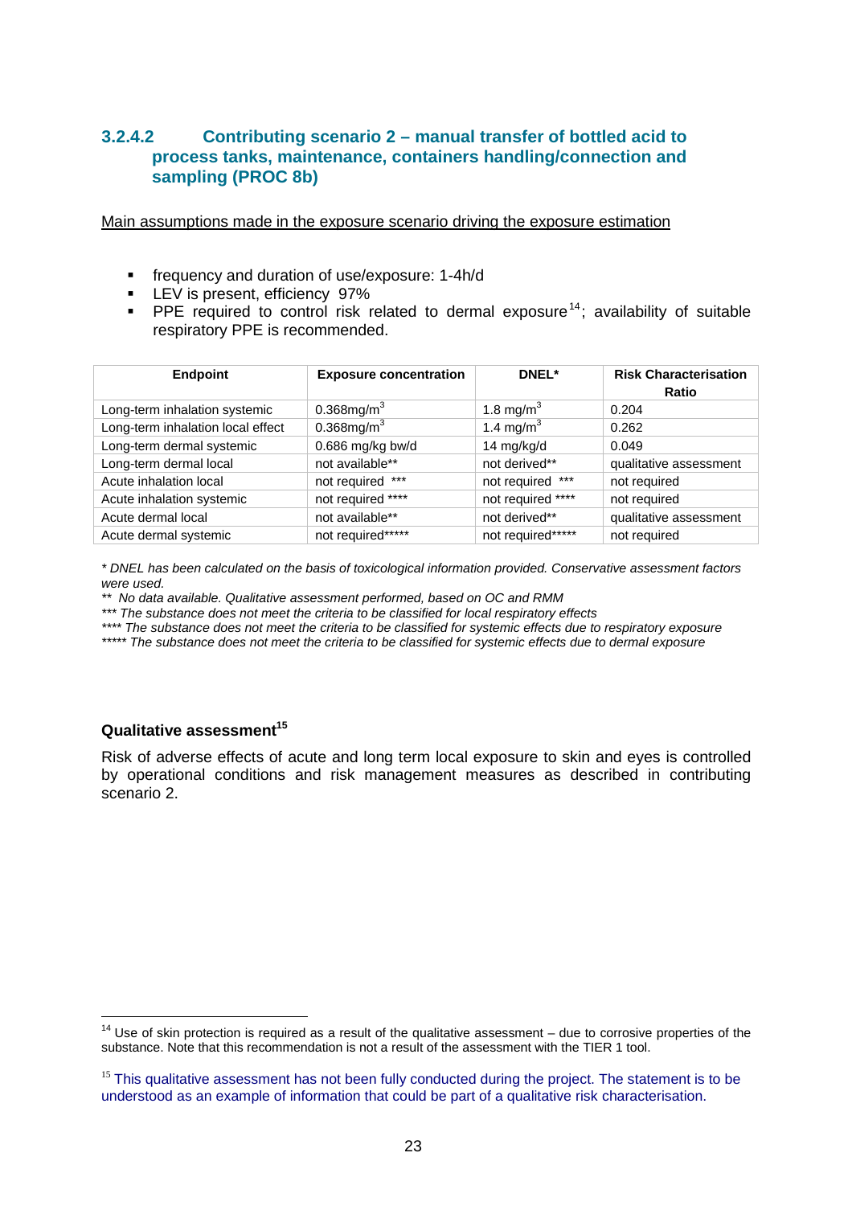### 3.2.4.2 Contributing scenario 2 – manual transfer of bottled acid to process tanks, maintenance, containers handling/connection and sampling (PROC 8b)

Main assumptions made in the exposure scenario driving the exposure estimation

- frequency and duration of use/exposure: 1-4h/d
- LEV is present, efficiency 97%
- PPE required to control risk related to dermal exposure[14]; availability of suitable respiratory PPE is recommended.

| Endpoint | Exposure concentration | DNEL* | Risk Characterisation Ratio |
|---|---|---|---|
| Long-term inhalation systemic | 0.368mg/m$^3$ | 1.8 mg/m$^3$ | 0.204 |
| Long-term inhalation local effect | 0.368mg/m$^3$ | 1.4 mg/m$^3$ | 0.262 |
| Long-term dermal systemic | 0.686 mg/kg bw/d | 14 mg/kg/d | 0.049 |
| Long-term dermal local | not available** | not derived** | qualitative assessment |
| Acute inhalation local | not required *** | not required *** | not required |
| Acute inhalation systemic | not required **** | not required **** | not required |
| Acute dermal local | not available** | not derived** | qualitative assessment |
| Acute dermal systemic | not required***** | not required***** | not required |

*\* DNEL has been calculated on the basis of toxicological information provided. Conservative assessment factors were used.*

*\*\* No data available. Qualitative assessment performed, based on OC and RMM*

*\*\*\* The substance does not meet the criteria to be classified for local respiratory effects*

*\*\*\*\* The substance does not meet the criteria to be classified for systemic effects due to respiratory exposure*

*\*\*\*\*\* The substance does not meet the criteria to be classified for systemic effects due to dermal exposure*

**Qualitative assessment[15]**

Risk of adverse effects of acute and long term local exposure to skin and eyes is controlled by operational conditions and risk management measures as described in contributing scenario 2.

---

[14] Use of skin protection is required as a result of the qualitative assessment – due to corrosive properties of the substance. Note that this recommendation is not a result of the assessment with the TIER 1 tool.

[15] This qualitative assessment has not been fully conducted during the project. The statement is to be understood as an example of information that could be part of a qualitative risk characterisation.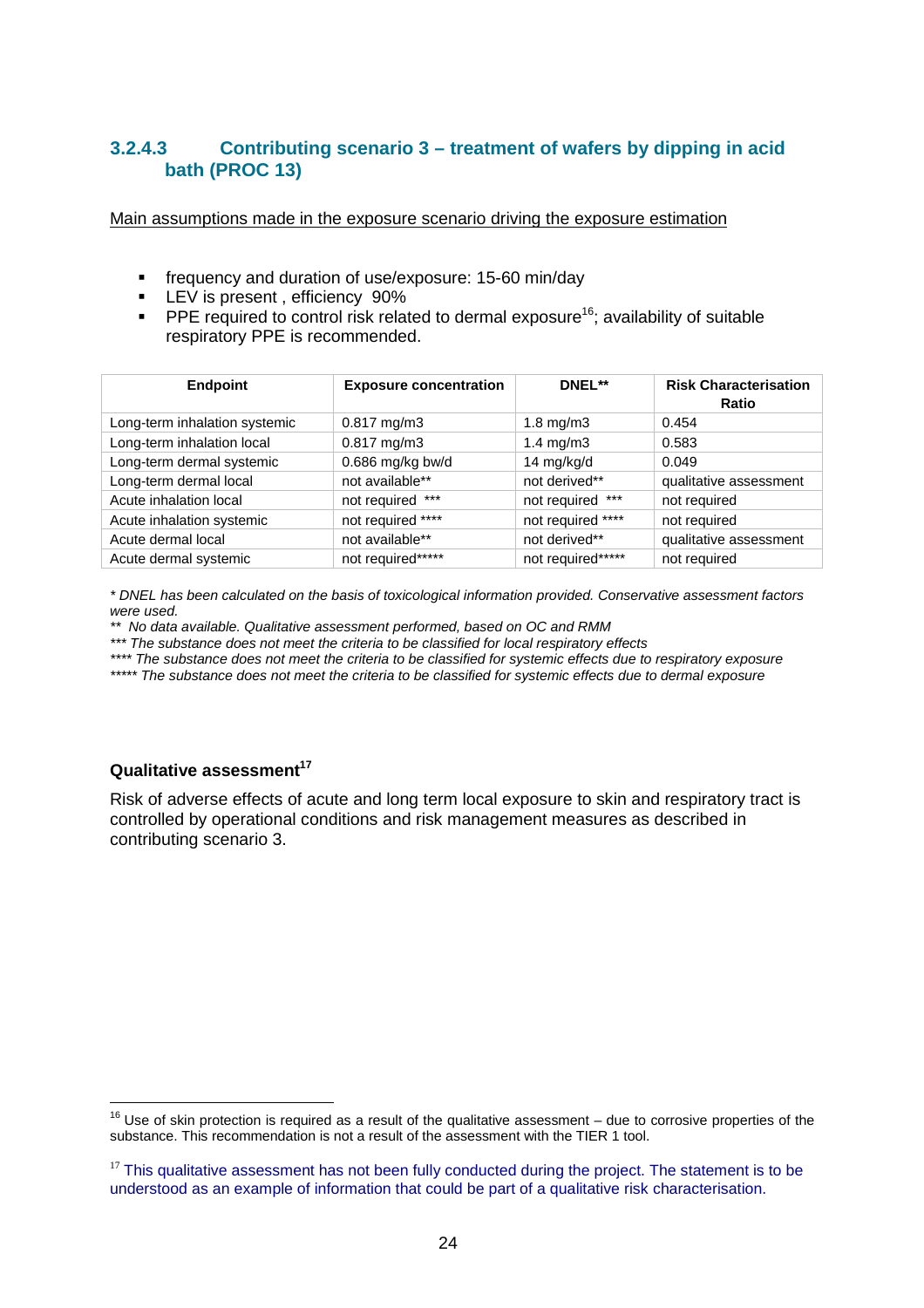### 3.2.4.3 Contributing scenario 3 – treatment of wafers by dipping in acid bath (PROC 13)

<u>Main assumptions made in the exposure scenario driving the exposure estimation</u>

- frequency and duration of use/exposure: 15-60 min/day
- LEV is present , efficiency 90%
- PPE required to control risk related to dermal exposure[16]; availability of suitable respiratory PPE is recommended.

| Endpoint | Exposure concentration | DNEL** | Risk Characterisation Ratio |
|---|---|---|---|
| Long-term inhalation systemic | 0.817 mg/m3 | 1.8 mg/m3 | 0.454 |
| Long-term inhalation local | 0.817 mg/m3 | 1.4 mg/m3 | 0.583 |
| Long-term dermal systemic | 0.686 mg/kg bw/d | 14 mg/kg/d | 0.049 |
| Long-term dermal local | not available** | not derived** | qualitative assessment |
| Acute inhalation local | not required *** | not required *** | not required |
| Acute inhalation systemic | not required **** | not required **** | not required |
| Acute dermal local | not available** | not derived** | qualitative assessment |
| Acute dermal systemic | not required***** | not required***** | not required |

*\* DNEL has been calculated on the basis of toxicological information provided. Conservative assessment factors were used.*

*\*\* No data available. Qualitative assessment performed, based on OC and RMM*

*\*\*\* The substance does not meet the criteria to be classified for local respiratory effects*

*\*\*\*\* The substance does not meet the criteria to be classified for systemic effects due to respiratory exposure*

*\*\*\*\*\* The substance does not meet the criteria to be classified for systemic effects due to dermal exposure*

**Qualitative assessment[17]**

Risk of adverse effects of acute and long term local exposure to skin and respiratory tract is controlled by operational conditions and risk management measures as described in contributing scenario 3.

---

[16] Use of skin protection is required as a result of the qualitative assessment – due to corrosive properties of the substance. This recommendation is not a result of the assessment with the TIER 1 tool.

[17] This qualitative assessment has not been fully conducted during the project. The statement is to be understood as an example of information that could be part of a qualitative risk characterisation.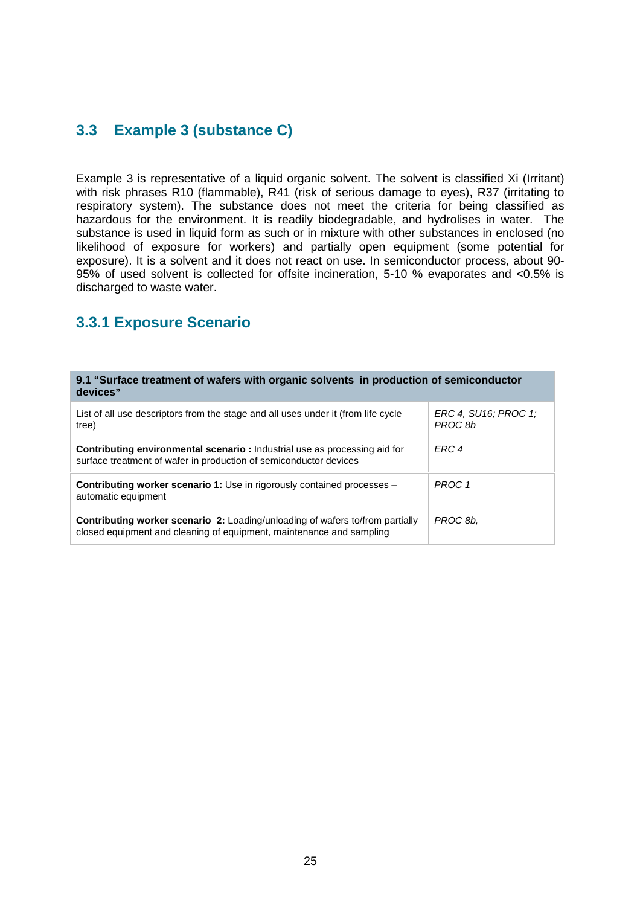## 3.3 Example 3 (substance C)

Example 3 is representative of a liquid organic solvent. The solvent is classified Xi (Irritant) with risk phrases R10 (flammable), R41 (risk of serious damage to eyes), R37 (irritating to respiratory system). The substance does not meet the criteria for being classified as hazardous for the environment. It is readily biodegradable, and hydrolises in water. The substance is used in liquid form as such or in mixture with other substances in enclosed (no likelihood of exposure for workers) and partially open equipment (some potential for exposure). It is a solvent and it does not react on use. In semiconductor process, about 90-95% of used solvent is collected for offsite incineration, 5-10 % evaporates and <0.5% is discharged to waste water.

### 3.3.1 Exposure Scenario

| **9.1 "Surface treatment of wafers with organic solvents in production of semiconductor devices"** | |
|---|---|
| List of all use descriptors from the stage and all uses under it (from life cycle tree) | *ERC 4, SU16; PROC 1; PROC 8b* |
| **Contributing environmental scenario :** Industrial use as processing aid for surface treatment of wafer in production of semiconductor devices | *ERC 4* |
| **Contributing worker scenario 1:** Use in rigorously contained processes – automatic equipment | *PROC 1* |
| **Contributing worker scenario 2:** Loading/unloading of wafers to/from partially closed equipment and cleaning of equipment, maintenance and sampling | *PROC 8b,* |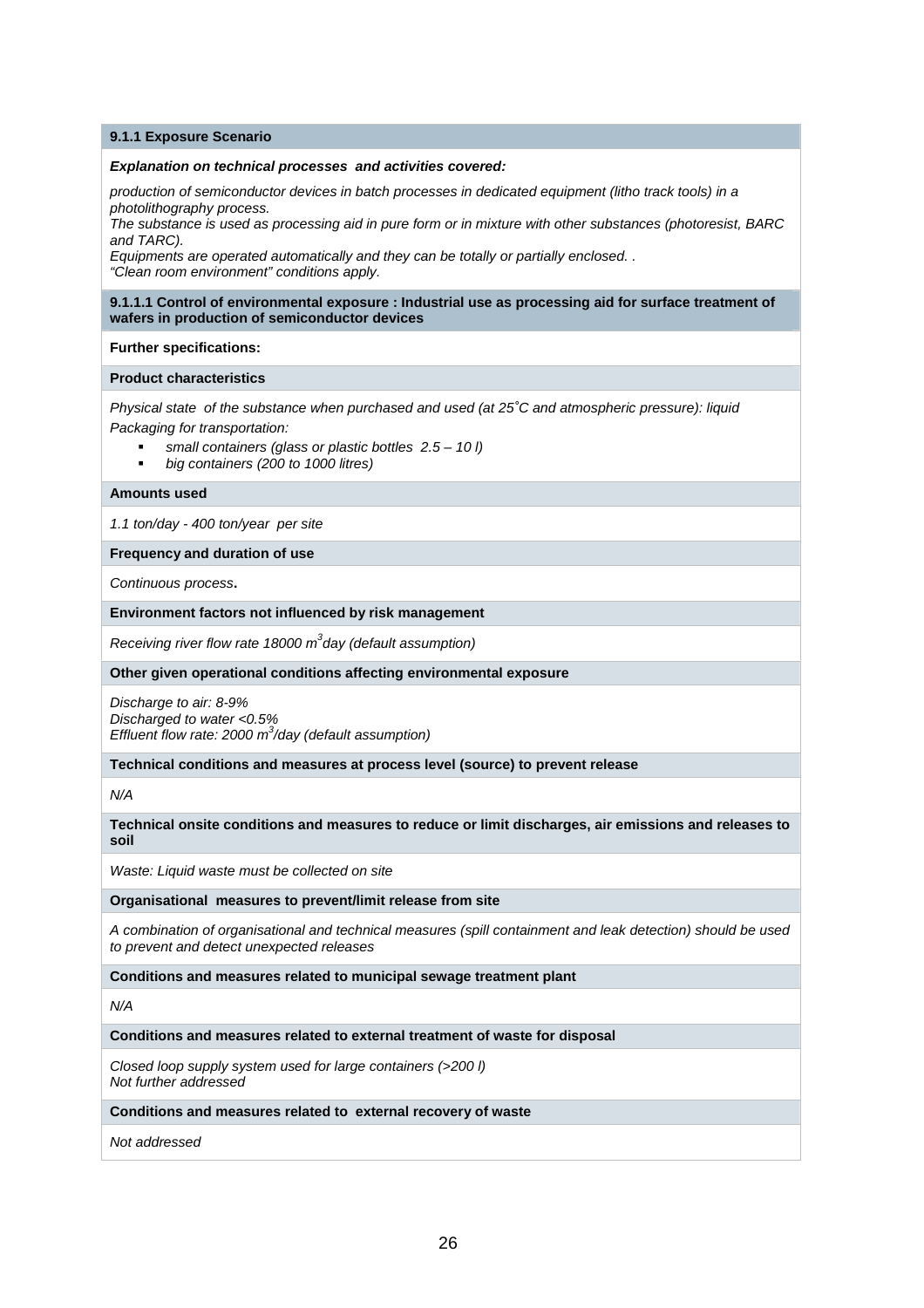### 9.1.1 Exposure Scenario

***Explanation on technical processes and activities covered:***

*production of semiconductor devices in batch processes in dedicated equipment (litho track tools) in a photolithography process.*
*The substance is used as processing aid in pure form or in mixture with other substances (photoresist, BARC and TARC).*
*Equipments are operated automatically and they can be totally or partially enclosed. .*
*"Clean room environment" conditions apply.*

#### 9.1.1.1 Control of environmental exposure : Industrial use as processing aid for surface treatment of wafers in production of semiconductor devices

**Further specifications:**

**Product characteristics**

*Physical state of the substance when purchased and used (at 25˚C and atmospheric pressure): liquid*
*Packaging for transportation:*

- *small containers (glass or plastic bottles 2.5 – 10 l)*
- *big containers (200 to 1000 litres)*

**Amounts used**

*1.1 ton/day - 400 ton/year per site*

**Frequency and duration of use**

*Continuous process*.

**Environment factors not influenced by risk management**

*Receiving river flow rate 18000 $m^3$day (default assumption)*

**Other given operational conditions affecting environmental exposure**

*Discharge to air: 8-9%*
*Discharged to water <0.5%*
*Effluent flow rate: 2000 $m^3$/day (default assumption)*

**Technical conditions and measures at process level (source) to prevent release**

*N/A*

**Technical onsite conditions and measures to reduce or limit discharges, air emissions and releases to soil**

*Waste: Liquid waste must be collected on site*

**Organisational measures to prevent/limit release from site**

*A combination of organisational and technical measures (spill containment and leak detection) should be used to prevent and detect unexpected releases*

**Conditions and measures related to municipal sewage treatment plant**

*N/A*

**Conditions and measures related to external treatment of waste for disposal**

*Closed loop supply system used for large containers (>200 l)*
*Not further addressed*

**Conditions and measures related to external recovery of waste**

*Not addressed*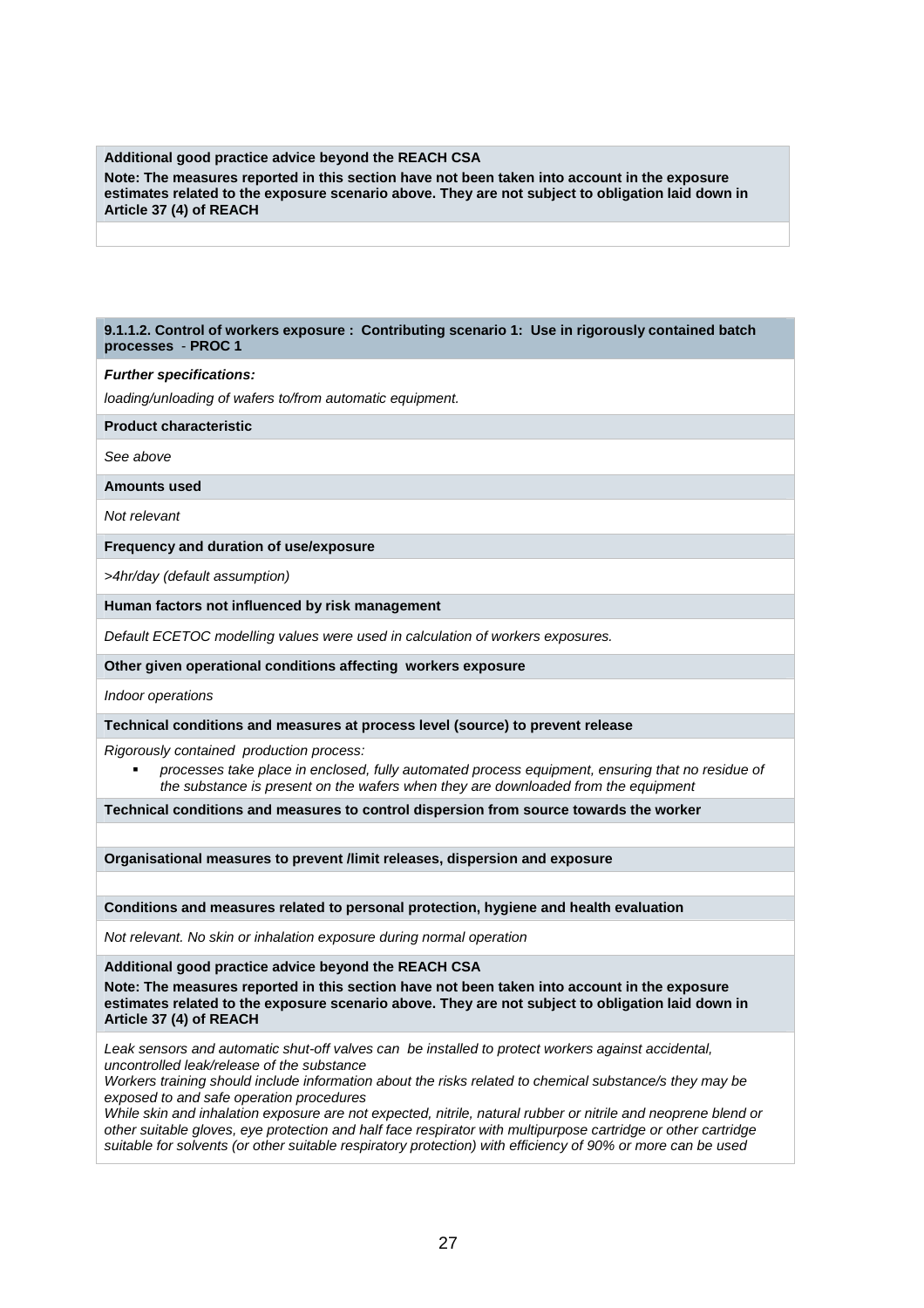**Additional good practice advice beyond the REACH CSA**

**Note: The measures reported in this section have not been taken into account in the exposure estimates related to the exposure scenario above. They are not subject to obligation laid down in Article 37 (4) of REACH**

**9.1.1.2. Control of workers exposure : Contributing scenario 1: Use in rigorously contained batch processes - PROC 1**

***Further specifications:***

*loading/unloading of wafers to/from automatic equipment.*

**Product characteristic**

*See above*

**Amounts used**

*Not relevant*

**Frequency and duration of use/exposure**

*>4hr/day (default assumption)*

**Human factors not influenced by risk management**

*Default ECETOC modelling values were used in calculation of workers exposures.*

**Other given operational conditions affecting workers exposure**

*Indoor operations*

**Technical conditions and measures at process level (source) to prevent release**

*Rigorously contained production process:*

- *processes take place in enclosed, fully automated process equipment, ensuring that no residue of the substance is present on the wafers when they are downloaded from the equipment*

**Technical conditions and measures to control dispersion from source towards the worker**

**Organisational measures to prevent /limit releases, dispersion and exposure**

**Conditions and measures related to personal protection, hygiene and health evaluation**

*Not relevant. No skin or inhalation exposure during normal operation*

**Additional good practice advice beyond the REACH CSA**

**Note: The measures reported in this section have not been taken into account in the exposure estimates related to the exposure scenario above. They are not subject to obligation laid down in Article 37 (4) of REACH**

*Leak sensors and automatic shut-off valves can be installed to protect workers against accidental, uncontrolled leak/release of the substance*

*Workers training should include information about the risks related to chemical substance/s they may be exposed to and safe operation procedures*

*While skin and inhalation exposure are not expected, nitrile, natural rubber or nitrile and neoprene blend or other suitable gloves, eye protection and half face respirator with multipurpose cartridge or other cartridge suitable for solvents (or other suitable respiratory protection) with efficiency of 90% or more can be used*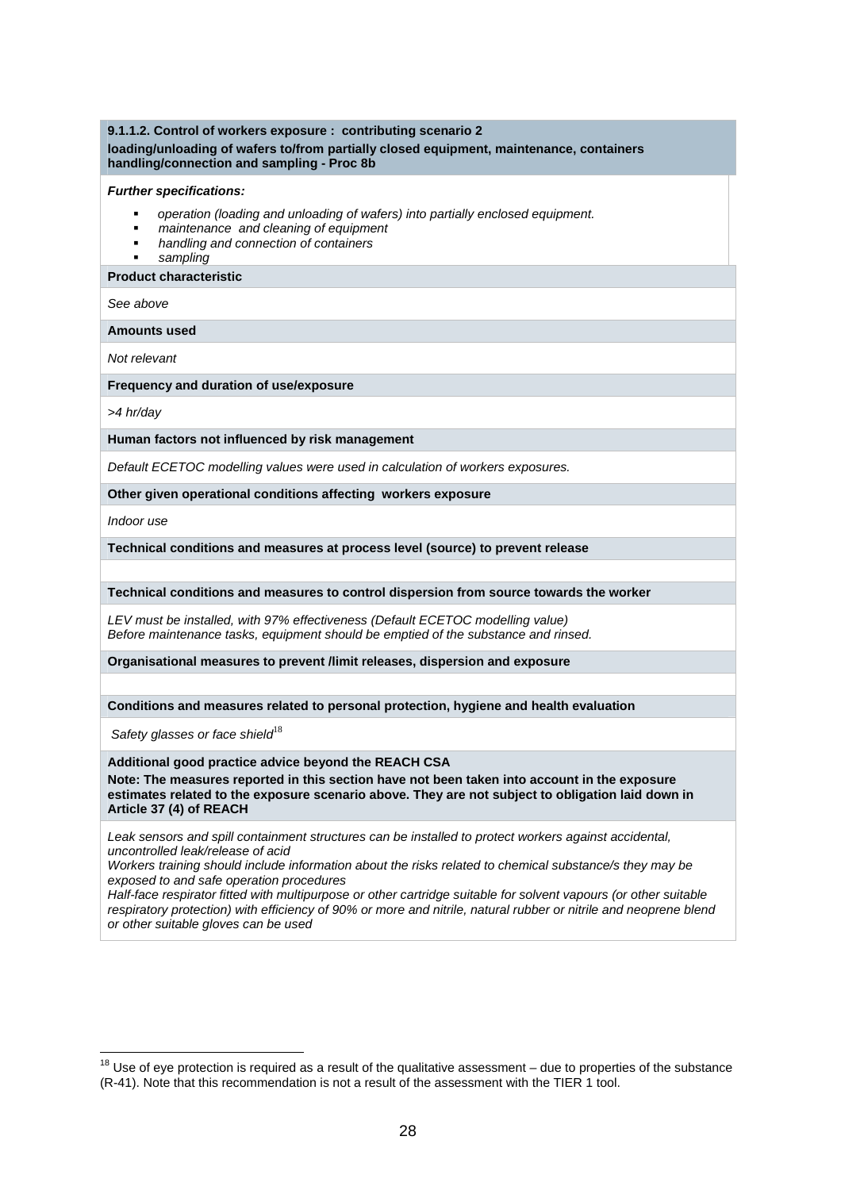### 9.1.1.2. Control of workers exposure : contributing scenario 2

**loading/unloading of wafers to/from partially closed equipment, maintenance, containers handling/connection and sampling - Proc 8b**

***Further specifications:***

- *operation (loading and unloading of wafers) into partially enclosed equipment.*
- *maintenance and cleaning of equipment*
- *handling and connection of containers*
- *sampling*

**Product characteristic**

*See above*

**Amounts used**

*Not relevant*

**Frequency and duration of use/exposure**

*>4 hr/day*

**Human factors not influenced by risk management**

*Default ECETOC modelling values were used in calculation of workers exposures.*

**Other given operational conditions affecting workers exposure**

*Indoor use*

**Technical conditions and measures at process level (source) to prevent release**

**Technical conditions and measures to control dispersion from source towards the worker**

*LEV must be installed, with 97% effectiveness (Default ECETOC modelling value)*
*Before maintenance tasks, equipment should be emptied of the substance and rinsed.*

**Organisational measures to prevent /limit releases, dispersion and exposure**

**Conditions and measures related to personal protection, hygiene and health evaluation**

*Safety glasses or face shield*[18]

**Additional good practice advice beyond the REACH CSA**

**Note: The measures reported in this section have not been taken into account in the exposure estimates related to the exposure scenario above. They are not subject to obligation laid down in Article 37 (4) of REACH**

*Leak sensors and spill containment structures can be installed to protect workers against accidental, uncontrolled leak/release of acid*
*Workers training should include information about the risks related to chemical substance/s they may be exposed to and safe operation procedures*
*Half-face respirator fitted with multipurpose or other cartridge suitable for solvent vapours (or other suitable respiratory protection) with efficiency of 90% or more and nitrile, natural rubber or nitrile and neoprene blend or other suitable gloves can be used*

---

[18] Use of eye protection is required as a result of the qualitative assessment – due to properties of the substance (R-41). Note that this recommendation is not a result of the assessment with the TIER 1 tool.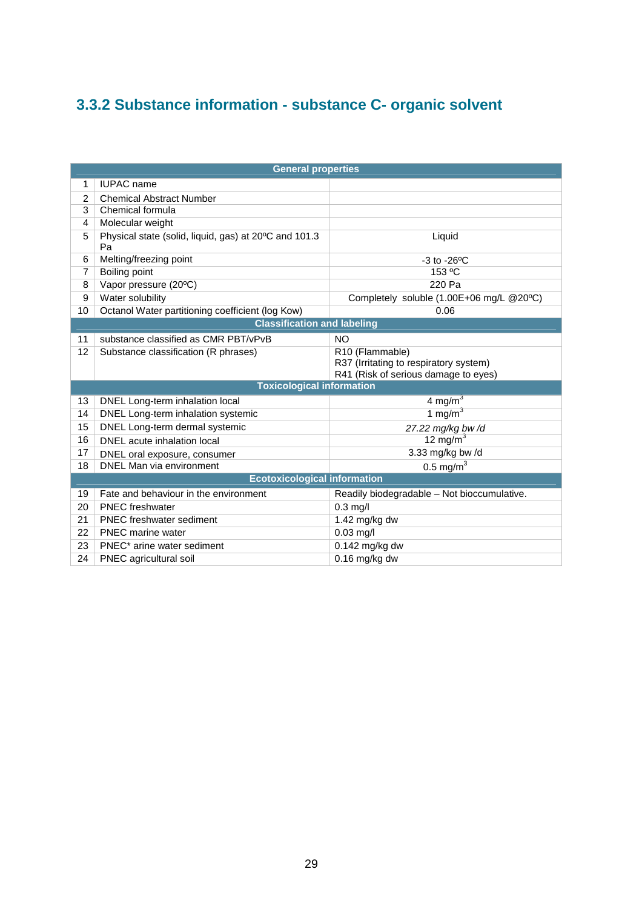### 3.3.2 Substance information - substance C- organic solvent

| | General properties | |
|---|---|---|
| 1 | IUPAC name | |
| 2 | Chemical Abstract Number | |
| 3 | Chemical formula | |
| 4 | Molecular weight | |
| 5 | Physical state (solid, liquid, gas) at 20ºC and 101.3 Pa | Liquid |
| 6 | Melting/freezing point | -3 to -26ºC |
| 7 | Boiling point | 153 ºC |
| 8 | Vapor pressure (20ºC) | 220 Pa |
| 9 | Water solubility | Completely soluble (1.00E+06 mg/L @20ºC) |
| 10 | Octanol Water partitioning coefficient (log Kow) | 0.06 |
| | **Classification and labeling** | |
| 11 | substance classified as CMR PBT/vPvB | NO |
| 12 | Substance classification (R phrases) | R10 (Flammable)<br>R37 (Irritating to respiratory system)<br>R41 (Risk of serious damage to eyes) |
| | **Toxicological information** | |
| 13 | DNEL Long-term inhalation local | 4 $mg/m^3$ |
| 14 | DNEL Long-term inhalation systemic | 1 $mg/m^3$ |
| 15 | DNEL Long-term dermal systemic | *27.22 mg/kg bw /d* |
| 16 | DNEL acute inhalation local | 12 $mg/m^3$ |
| 17 | DNEL oral exposure, consumer | 3.33 mg/kg bw /d |
| 18 | DNEL Man via environment | 0.5 $mg/m^3$ |
| | **Ecotoxicological information** | |
| 19 | Fate and behaviour in the environment | Readily biodegradable – Not bioccumulative. |
| 20 | PNEC freshwater | 0.3 mg/l |
| 21 | PNEC freshwater sediment | 1.42 mg/kg dw |
| 22 | PNEC marine water | 0.03 mg/l |
| 23 | PNEC* arine water sediment | 0.142 mg/kg dw |
| 24 | PNEC agricultural soil | 0.16 mg/kg dw |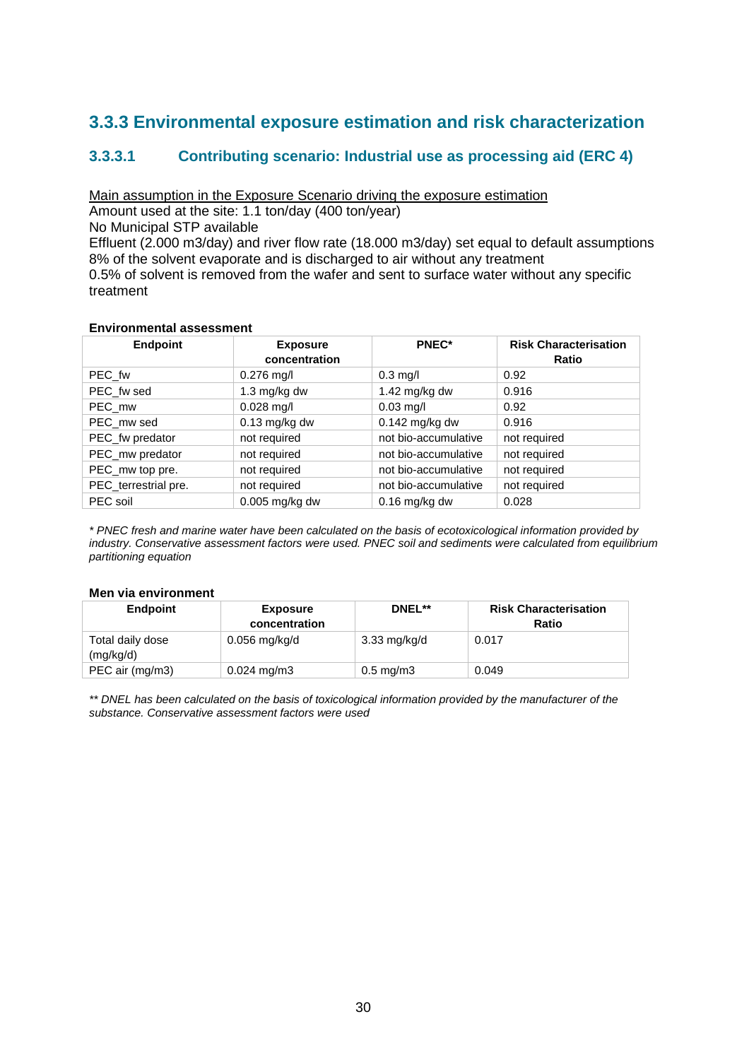## 3.3.3 Environmental exposure estimation and risk characterization

### 3.3.3.1 Contributing scenario: Industrial use as processing aid (ERC 4)

Main assumption in the Exposure Scenario driving the exposure estimation
Amount used at the site: 1.1 ton/day (400 ton/year)
No Municipal STP available
Effluent (2.000 m3/day) and river flow rate (18.000 m3/day) set equal to default assumptions
8% of the solvent evaporate and is discharged to air without any treatment
0.5% of solvent is removed from the wafer and sent to surface water without any specific treatment

**Environmental assessment**

| Endpoint | Exposure concentration | PNEC* | Risk Characterisation Ratio |
|---|---|---|---|
| PEC_fw | 0.276 mg/l | 0.3 mg/l | 0.92 |
| PEC_fw sed | 1.3 mg/kg dw | 1.42 mg/kg dw | 0.916 |
| PEC_mw | 0.028 mg/l | 0.03 mg/l | 0.92 |
| PEC_mw sed | 0.13 mg/kg dw | 0.142 mg/kg dw | 0.916 |
| PEC_fw predator | not required | not bio-accumulative | not required |
| PEC_mw predator | not required | not bio-accumulative | not required |
| PEC_mw top pre. | not required | not bio-accumulative | not required |
| PEC_terrestrial pre. | not required | not bio-accumulative | not required |
| PEC soil | 0.005 mg/kg dw | 0.16 mg/kg dw | 0.028 |

*\* PNEC fresh and marine water have been calculated on the basis of ecotoxicological information provided by industry. Conservative assessment factors were used. PNEC soil and sediments were calculated from equilibrium partitioning equation*

**Men via environment**

| Endpoint | Exposure concentration | DNEL** | Risk Characterisation Ratio |
|---|---|---|---|
| Total daily dose (mg/kg/d) | 0.056 mg/kg/d | 3.33 mg/kg/d | 0.017 |
| PEC air (mg/m3) | 0.024 mg/m3 | 0.5 mg/m3 | 0.049 |

*\*\* DNEL has been calculated on the basis of toxicological information provided by the manufacturer of the substance. Conservative assessment factors were used*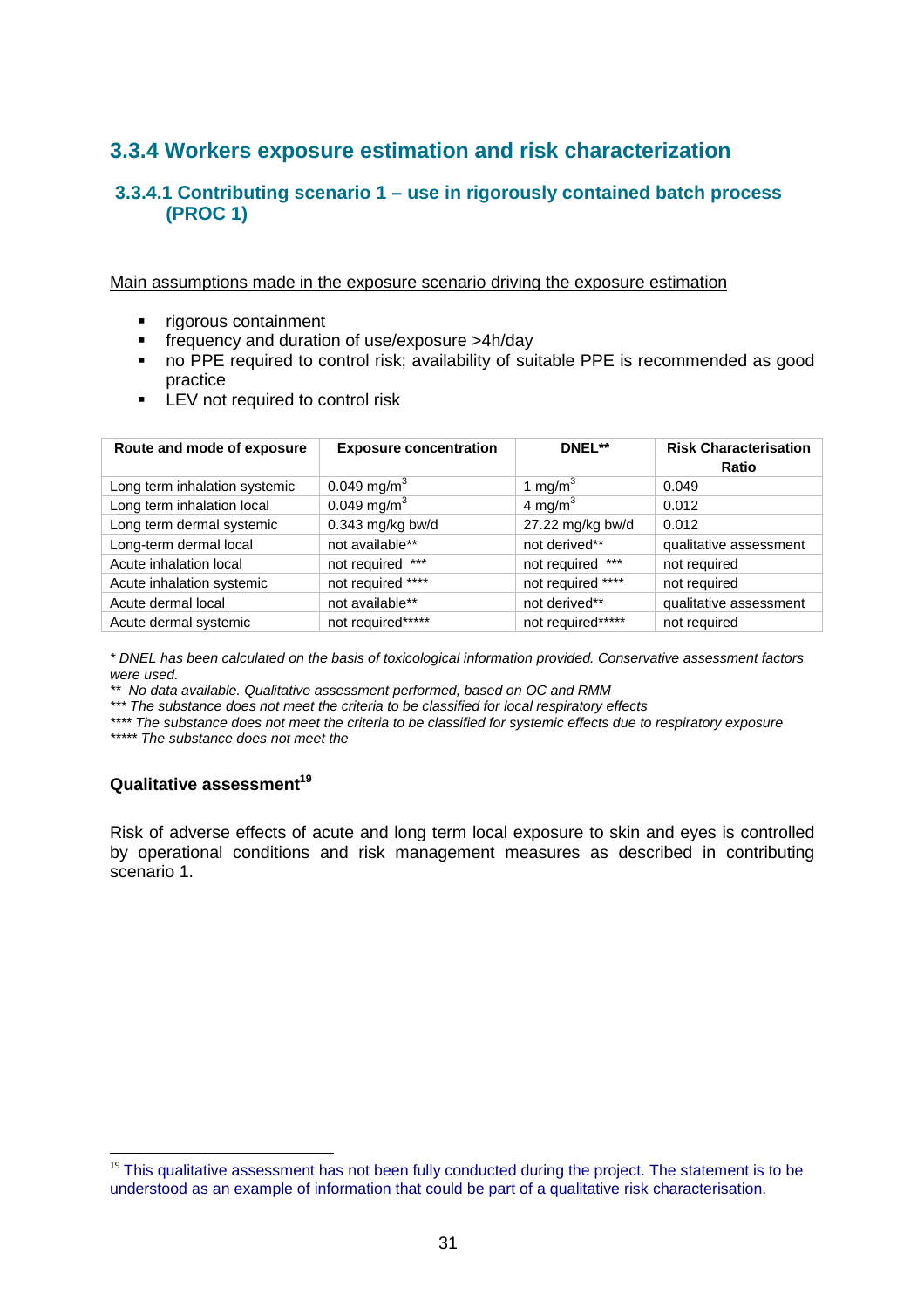## 3.3.4 Workers exposure estimation and risk characterization

### 3.3.4.1 Contributing scenario 1 – use in rigorously contained batch process (PROC 1)

Main assumptions made in the exposure scenario driving the exposure estimation

- rigorous containment
- frequency and duration of use/exposure >4h/day
- no PPE required to control risk; availability of suitable PPE is recommended as good practice
- LEV not required to control risk

| Route and mode of exposure | Exposure concentration | DNEL** | Risk Characterisation Ratio |
|---|---|---|---|
| Long term inhalation systemic | 0.049 mg/m$^3$ | 1 mg/m$^3$ | 0.049 |
| Long term inhalation local | 0.049 mg/m$^3$ | 4 mg/m$^3$ | 0.012 |
| Long term dermal systemic | 0.343 mg/kg bw/d | 27.22 mg/kg bw/d | 0.012 |
| Long-term dermal local | not available** | not derived** | qualitative assessment |
| Acute inhalation local | not required *** | not required *** | not required |
| Acute inhalation systemic | not required **** | not required **** | not required |
| Acute dermal local | not available** | not derived** | qualitative assessment |
| Acute dermal systemic | not required***** | not required***** | not required |

*\* DNEL has been calculated on the basis of toxicological information provided. Conservative assessment factors were used.*
*\*\* No data available. Qualitative assessment performed, based on OC and RMM*
*\*\*\* The substance does not meet the criteria to be classified for local respiratory effects*
*\*\*\*\* The substance does not meet the criteria to be classified for systemic effects due to respiratory exposure*
*\*\*\*\*\* The substance does not meet the*

**Qualitative assessment[19]**

Risk of adverse effects of acute and long term local exposure to skin and eyes is controlled by operational conditions and risk management measures as described in contributing scenario 1.

[19] This qualitative assessment has not been fully conducted during the project. The statement is to be understood as an example of information that could be part of a qualitative risk characterisation.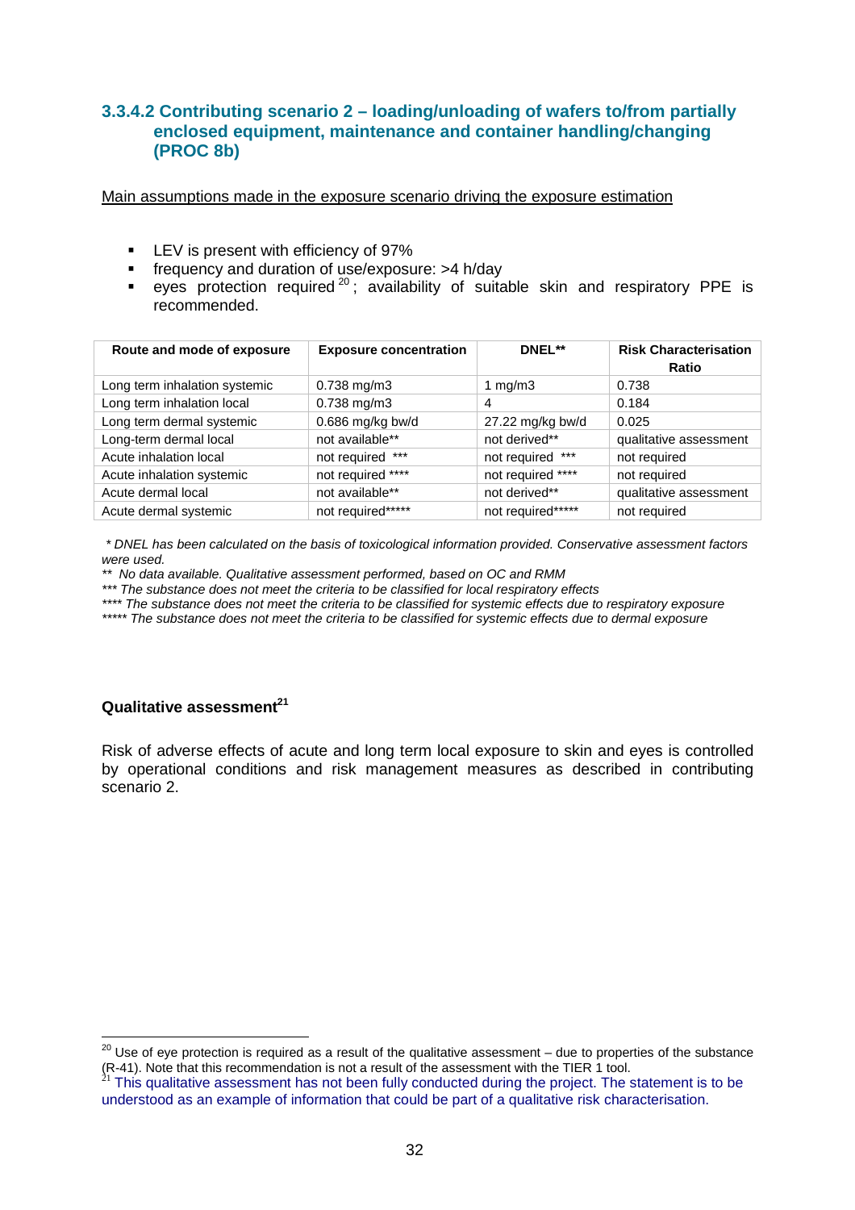### 3.3.4.2 Contributing scenario 2 – loading/unloading of wafers to/from partially enclosed equipment, maintenance and container handling/changing (PROC 8b)

Main assumptions made in the exposure scenario driving the exposure estimation

- LEV is present with efficiency of 97%
- frequency and duration of use/exposure: >4 h/day
- eyes protection required [20]; availability of suitable skin and respiratory PPE is recommended.

| Route and mode of exposure | Exposure concentration | DNEL** | Risk Characterisation Ratio |
|---|---|---|---|
| Long term inhalation systemic | 0.738 mg/m3 | 1 mg/m3 | 0.738 |
| Long term inhalation local | 0.738 mg/m3 | 4 | 0.184 |
| Long term dermal systemic | 0.686 mg/kg bw/d | 27.22 mg/kg bw/d | 0.025 |
| Long-term dermal local | not available** | not derived** | qualitative assessment |
| Acute inhalation local | not required *** | not required *** | not required |
| Acute inhalation systemic | not required **** | not required **** | not required |
| Acute dermal local | not available** | not derived** | qualitative assessment |
| Acute dermal systemic | not required***** | not required***** | not required |

*\* DNEL has been calculated on the basis of toxicological information provided. Conservative assessment factors were used.*
*\*\* No data available. Qualitative assessment performed, based on OC and RMM*
*\*\*\* The substance does not meet the criteria to be classified for local respiratory effects*
*\*\*\*\* The substance does not meet the criteria to be classified for systemic effects due to respiratory exposure*
*\*\*\*\*\* The substance does not meet the criteria to be classified for systemic effects due to dermal exposure*

**Qualitative assessment[21]**

Risk of adverse effects of acute and long term local exposure to skin and eyes is controlled by operational conditions and risk management measures as described in contributing scenario 2.

---

[20] Use of eye protection is required as a result of the qualitative assessment – due to properties of the substance (R-41). Note that this recommendation is not a result of the assessment with the TIER 1 tool.

[21] This qualitative assessment has not been fully conducted during the project. The statement is to be understood as an example of information that could be part of a qualitative risk characterisation.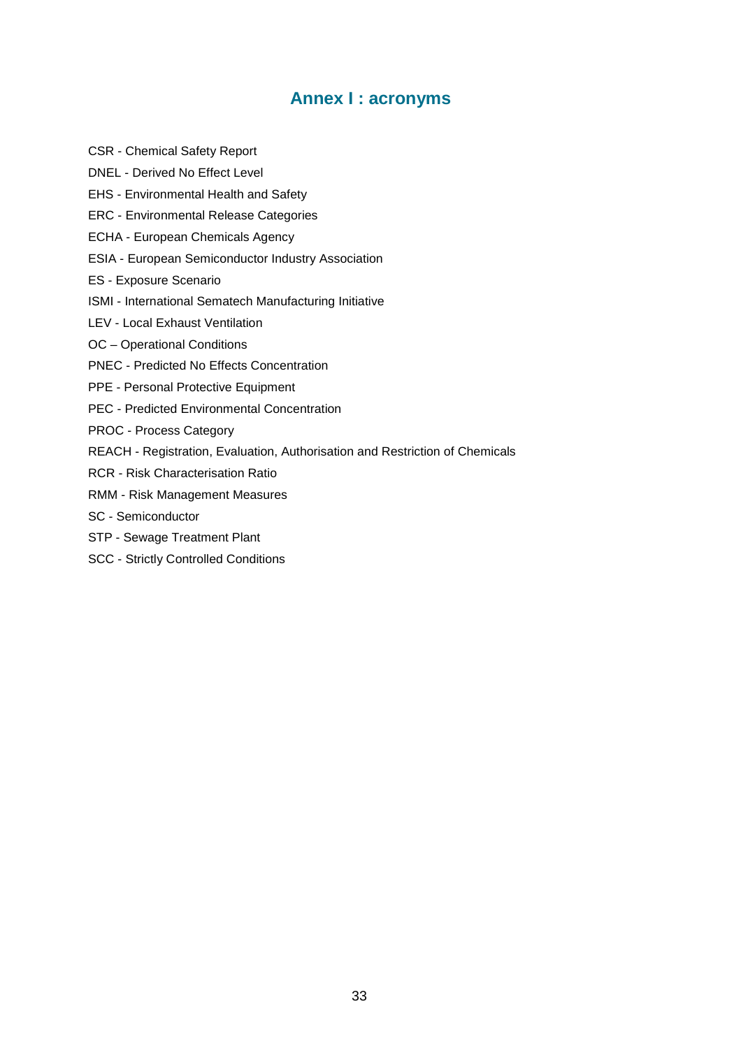# Annex I : acronyms

CSR - Chemical Safety Report

DNEL - Derived No Effect Level

EHS - Environmental Health and Safety

ERC - Environmental Release Categories

ECHA - European Chemicals Agency

ESIA - European Semiconductor Industry Association

ES - Exposure Scenario

ISMI - International Sematech Manufacturing Initiative

LEV - Local Exhaust Ventilation

OC – Operational Conditions

PNEC - Predicted No Effects Concentration

PPE - Personal Protective Equipment

PEC - Predicted Environmental Concentration

PROC - Process Category

REACH - Registration, Evaluation, Authorisation and Restriction of Chemicals

RCR - Risk Characterisation Ratio

RMM - Risk Management Measures

SC - Semiconductor

STP - Sewage Treatment Plant

SCC - Strictly Controlled Conditions